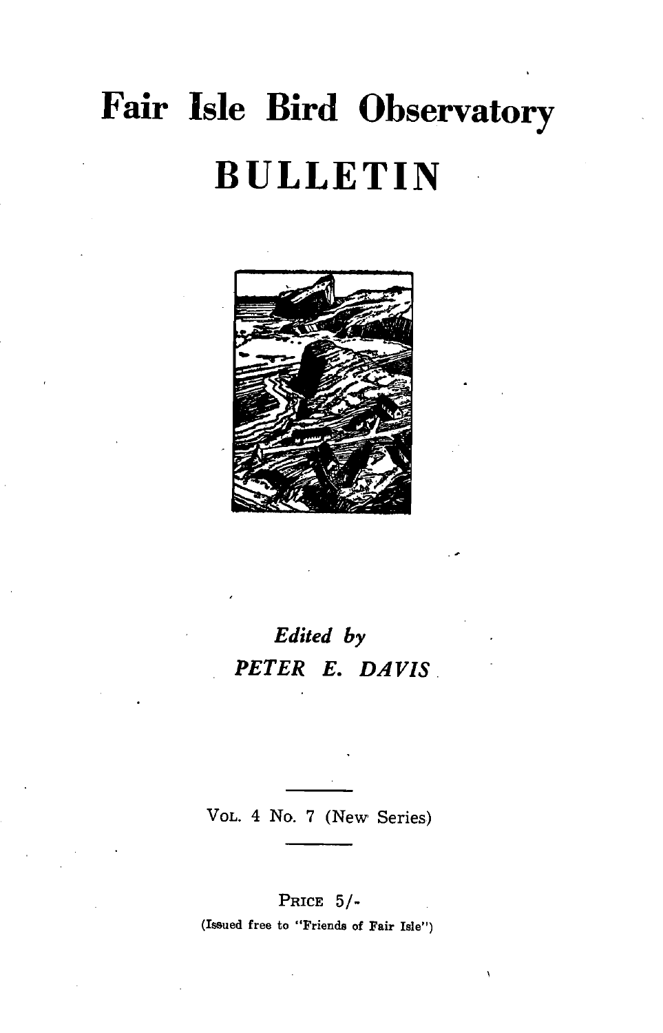# Fair Isle Bird Observatory

# BULLETIN

*Edited by*

*PETER E. DAVIS*

VOL. 4 No. 7 (New Series)

PRICE 5/-

(Issued free to "Friends of Fair Isle")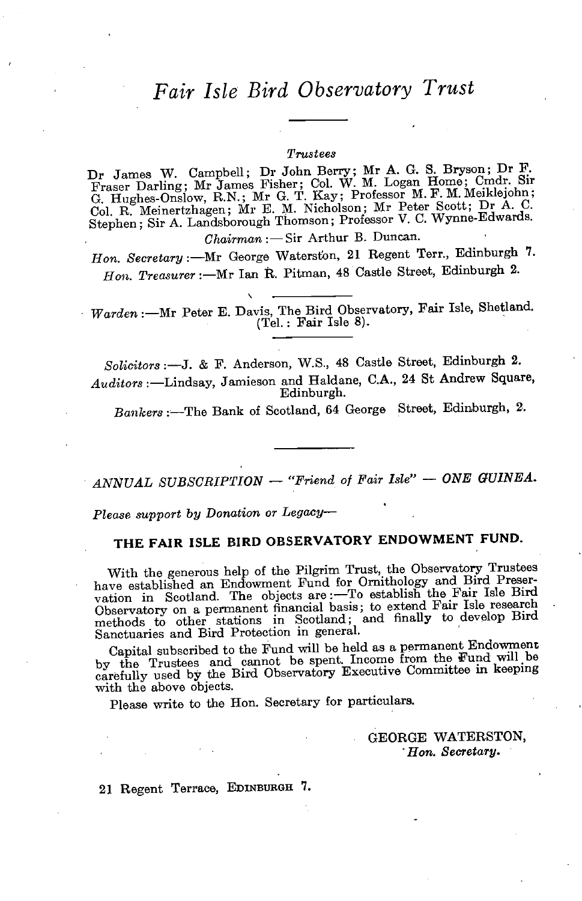# *Fair Isle Bird Observatory Trust*

*Trustees*

Dr James W. Campbell; Dr John Berry; Mr A. G. S. Bryson; Dr F. Fraser Darling; Mr James Fisher; Col. W. M. Logan Home; Cmdr. Sir G. Hughes-Onslow, R.N.; Mr G. T. Kay; Professor M. F. M. Meiklejohn; Col. R. Meinertzhagen; Mr E. M. Nicholson; Mr Peter Scott; Dr A. C. Stephen; Sir A. Landsborough Thomson; Professor V. C. Wynne-Edwards.

*Chairman* :— Sir Arthur B. Duncan.

*Hon. Secretary* :—Mr George Waterston, 21 Regent Terr., Edinburgh 7.

*Hon. Treasurer* :—Mr Ian R. Pitman, 48 Castle Street, Edinburgh 2.

---

*Warden* :—Mr Peter E. Davis, The Bird Observatory, Fair Isle, Shetland. (Tel.: Fair Isle 8).

---

*Solicitors* :—J. & F. Anderson, W.S., 48 Castle Street, Edinburgh 2.

*Auditors* :—Lindsay, Jamieson and Haldane, C.A., 24 St Andrew Square, Edinburgh.

*Bankers* :—The Bank of Scotland, 64 George Street, Edinburgh, 2.

---

*ANNUAL SUBSCRIPTION — "Friend of Fair Isle" — ONE GUINEA.*

*Please support by Donation or Legacy—*

## THE FAIR ISLE BIRD OBSERVATORY ENDOWMENT FUND.

With the generous help of the Pilgrim Trust, the Observatory Trustees have established an Endowment Fund for Ornithology and Bird Preservation in Scotland. The objects are :—To establish the Fair Isle Bird Observatory on a permanent financial basis; to extend Fair Isle research methods to other stations in Scotland; and finally to develop Bird Sanctuaries and Bird Protection in general.

Capital subscribed to the Fund will be held as a permanent Endowment by the Trustees and cannot be spent. Income from the Fund will be carefully used by the Bird Observatory Executive Committee in keeping with the above objects.

Please write to the Hon. Secretary for particulars.

GEORGE WATERSTON,
*Hon. Secretary.*

21 Regent Terrace, EDINBURGH 7.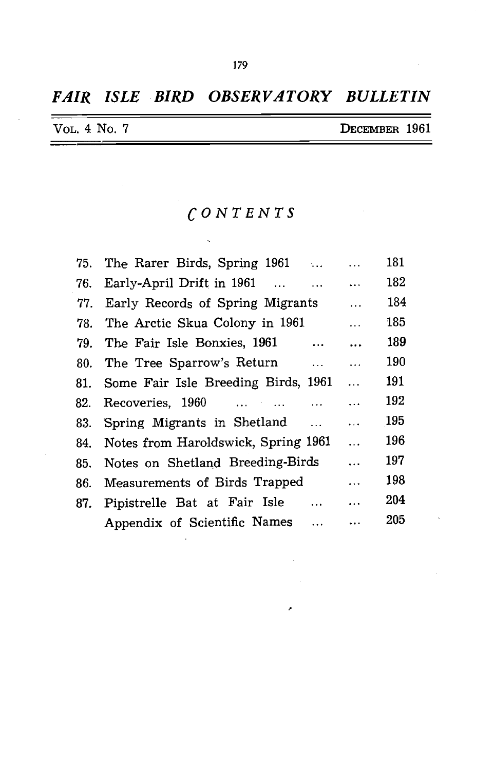# *FAIR ISLE BIRD OBSERVATORY BULLETIN*

VOL. 4 No. 7 — DECEMBER 1961

## *CONTENTS*

| | | |
|---|---|---|
| 75. | The Rarer Birds, Spring 1961 | 181 |
| 76. | Early-April Drift in 1961 | 182 |
| 77. | Early Records of Spring Migrants | 184 |
| 78. | The Arctic Skua Colony in 1961 | 185 |
| 79. | The Fair Isle Bonxies, 1961 | 189 |
| 80. | The Tree Sparrow's Return | 190 |
| 81. | Some Fair Isle Breeding Birds, 1961 | 191 |
| 82. | Recoveries, 1960 | 192 |
| 83. | Spring Migrants in Shetland | 195 |
| 84. | Notes from Haroldswick, Spring 1961 | 196 |
| 85. | Notes on Shetland Breeding-Birds | 197 |
| 86. | Measurements of Birds Trapped | 198 |
| 87. | Pipistrelle Bat at Fair Isle | 204 |
| | Appendix of Scientific Names | 205 |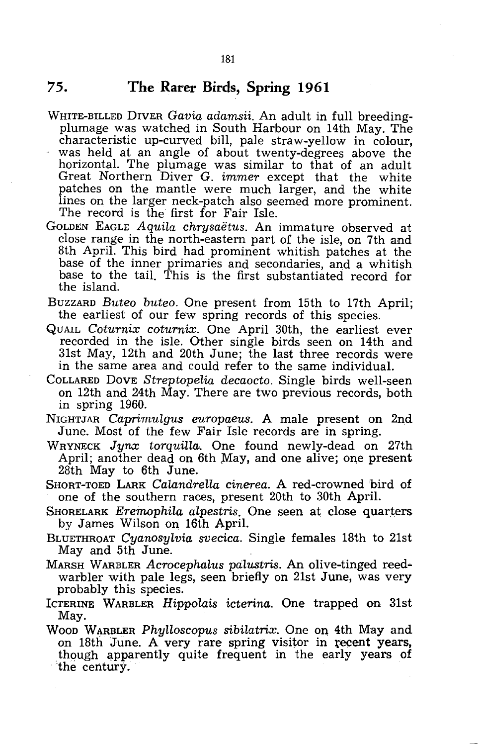## 75. The Rarer Birds, Spring 1961

WHITE-BILLED DIVER *Gavia adamsii*. An adult in full breeding-plumage was watched in South Harbour on 14th May. The characteristic up-curved bill, pale straw-yellow in colour, was held at an angle of about twenty-degrees above the horizontal. The plumage was similar to that of an adult Great Northern Diver *G. immer* except that the white patches on the mantle were much larger, and the white lines on the larger neck-patch also seemed more prominent. The record is the first for Fair Isle.

GOLDEN EAGLE *Aquila chrysaëtus*. An immature observed at close range in the north-eastern part of the isle, on 7th and 8th April. This bird had prominent whitish patches at the base of the inner primaries and secondaries, and a whitish base to the tail. This is the first substantiated record for the island.

BUZZARD *Buteo buteo*. One present from 15th to 17th April; the earliest of our few spring records of this species.

QUAIL *Coturnix coturnix*. One April 30th, the earliest ever recorded in the isle. Other single birds seen on 14th and 31st May, 12th and 20th June; the last three records were in the same area and could refer to the same individual.

COLLARED DOVE *Streptopelia decaocto*. Single birds well-seen on 12th and 24th May. There are two previous records, both in spring 1960.

NIGHTJAR *Caprimulgus europaeus*. A male present on 2nd June. Most of the few Fair Isle records are in spring.

WRYNECK *Jynx torquilla*. One found newly-dead on 27th April; another dead on 6th May, and one alive; one present 28th May to 6th June.

SHORT-TOED LARK *Calandrella cinerea*. A red-crowned bird of one of the southern races, present 20th to 30th April.

SHORELARK *Eremophila alpestris*. One seen at close quarters by James Wilson on 16th April.

BLUETHROAT *Cyanosylvia svecica*. Single females 18th to 21st May and 5th June.

MARSH WARBLER *Acrocephalus palustris*. An olive-tinged reed-warbler with pale legs, seen briefly on 21st June, was very probably this species.

ICTERINE WARBLER *Hippolais icterina*. One trapped on 31st May.

WOOD WARBLER *Phylloscopus sibilatrix*. One on 4th May and on 18th June. A very rare spring visitor in recent years, though apparently quite frequent in the early years of the century.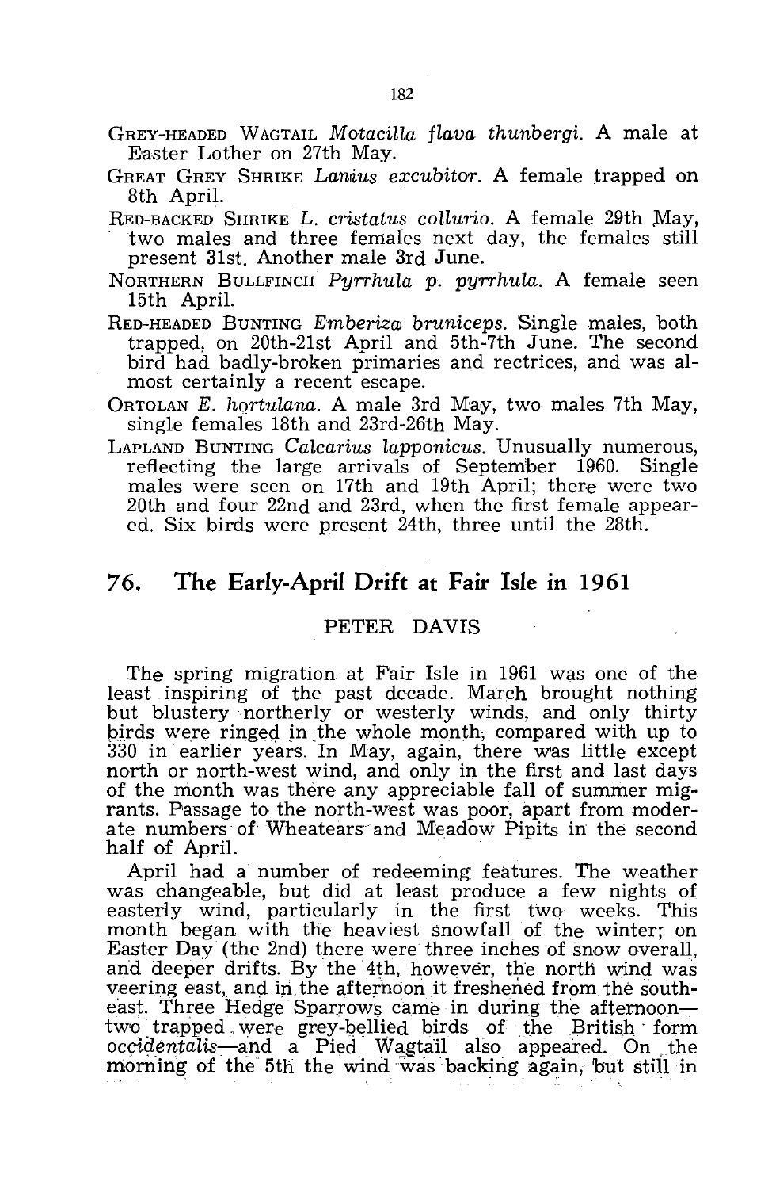GREY-HEADED WAGTAIL *Motacilla flava thunbergi*. A male at Easter Lother on 27th May.

GREAT GREY SHRIKE *Lanius excubitor*. A female trapped on 8th April.

RED-BACKED SHRIKE *L. cristatus collurio*. A female 29th May, two males and three females next day, the females still present 31st. Another male 3rd June.

NORTHERN BULLFINCH *Pyrrhula p. pyrrhula*. A female seen 15th April.

RED-HEADED BUNTING *Emberiza bruniceps*. Single males, both trapped, on 20th-21st April and 5th-7th June. The second bird had badly-broken primaries and rectrices, and was almost certainly a recent escape.

ORTOLAN *E. hortulana*. A male 3rd May, two males 7th May, single females 18th and 23rd-26th May.

LAPLAND BUNTING *Calcarius lapponicus*. Unusually numerous, reflecting the large arrivals of September 1960. Single males were seen on 17th and 19th April; there were two 20th and four 22nd and 23rd, when the first female appeared. Six birds were present 24th, three until the 28th.

## 76. The Early-April Drift at Fair Isle in 1961

PETER DAVIS

The spring migration at Fair Isle in 1961 was one of the least inspiring of the past decade. March brought nothing but blustery northerly or westerly winds, and only thirty birds were ringed in the whole month, compared with up to 330 in earlier years. In May, again, there was little except north or north-west wind, and only in the first and last days of the month was there any appreciable fall of summer migrants. Passage to the north-west was poor, apart from moderate numbers of Wheatears and Meadow Pipits in the second half of April.

April had a number of redeeming features. The weather was changeable, but did at least produce a few nights of easterly wind, particularly in the first two weeks. This month began with the heaviest snowfall of the winter; on Easter Day (the 2nd) there were three inches of snow overall, and deeper drifts. By the 4th, however, the north wind was veering east, and in the afternoon it freshened from the southeast. Three Hedge Sparrows came in during the afternoon—two trapped were grey-bellied birds of the British form *occidentalis*—and a Pied Wagtail also appeared. On the morning of the 5th the wind was backing again, but still in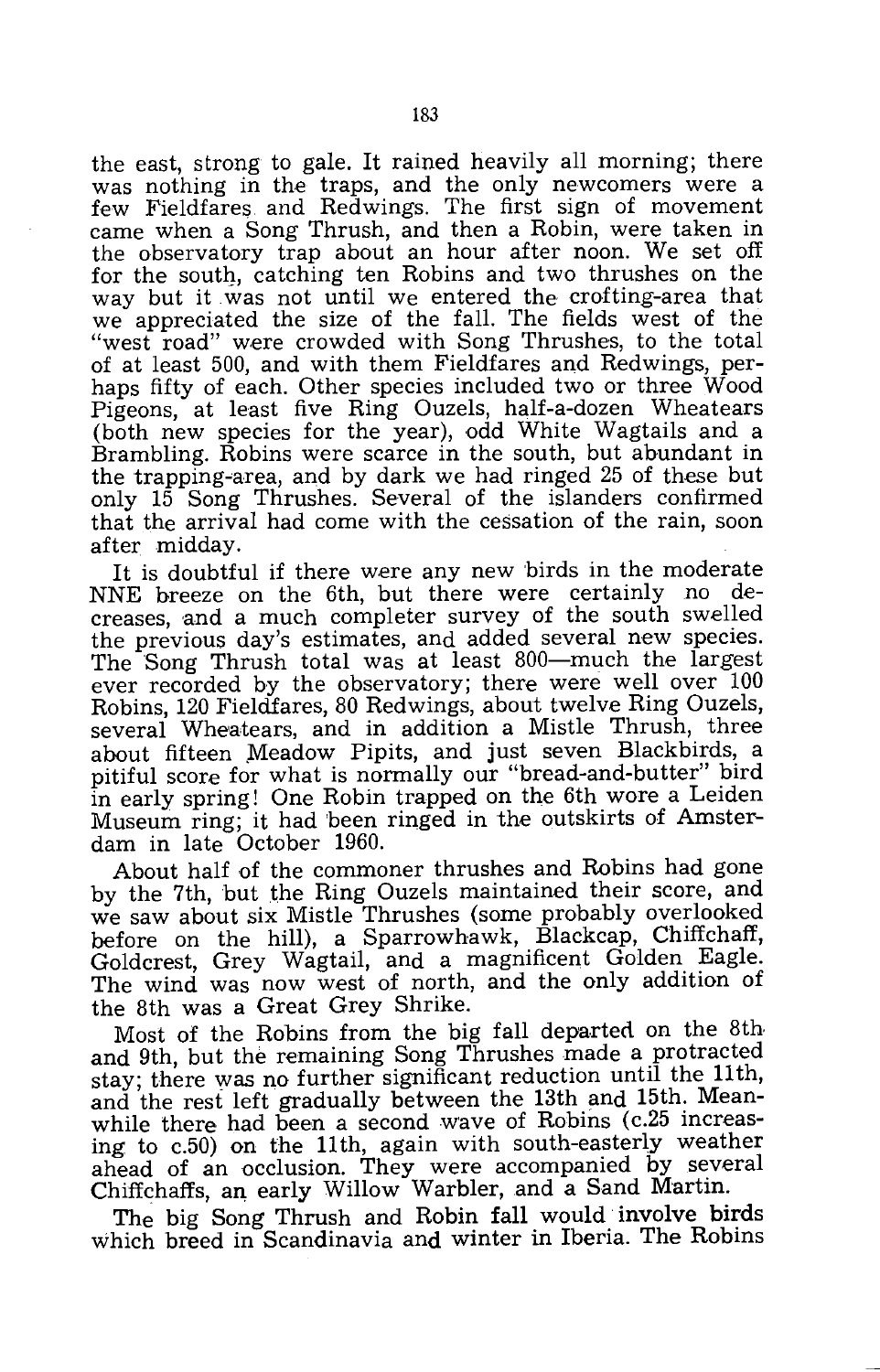the east, strong to gale. It rained heavily all morning; there was nothing in the traps, and the only newcomers were a few Fieldfares and Redwings. The first sign of movement came when a Song Thrush, and then a Robin, were taken in the observatory trap about an hour after noon. We set off for the south, catching ten Robins and two thrushes on the way but it was not until we entered the crofting-area that we appreciated the size of the fall. The fields west of the "west road" were crowded with Song Thrushes, to the total of at least 500, and with them Fieldfares and Redwings, perhaps fifty of each. Other species included two or three Wood Pigeons, at least five Ring Ouzels, half-a-dozen Wheatears (both new species for the year), odd White Wagtails and a Brambling. Robins were scarce in the south, but abundant in the trapping-area, and by dark we had ringed 25 of these but only 15 Song Thrushes. Several of the islanders confirmed that the arrival had come with the cessation of the rain, soon after midday.

It is doubtful if there were any new birds in the moderate NNE breeze on the 6th, but there were certainly no decreases, and a much completer survey of the south swelled the previous day's estimates, and added several new species. The Song Thrush total was at least 800—much the largest ever recorded by the observatory; there were well over 100 Robins, 120 Fieldfares, 80 Redwings, about twelve Ring Ouzels, several Wheatears, and in addition a Mistle Thrush, three about fifteen Meadow Pipits, and just seven Blackbirds, a pitiful score for what is normally our "bread-and-butter" bird in early spring! One Robin trapped on the 6th wore a Leiden Museum ring; it had been ringed in the outskirts of Amsterdam in late October 1960.

About half of the commoner thrushes and Robins had gone by the 7th, but the Ring Ouzels maintained their score, and we saw about six Mistle Thrushes (some probably overlooked before on the hill), a Sparrowhawk, Blackcap, Chiffchaff, Goldcrest, Grey Wagtail, and a magnificent Golden Eagle. The wind was now west of north, and the only addition of the 8th was a Great Grey Shrike.

Most of the Robins from the big fall departed on the 8th and 9th, but the remaining Song Thrushes made a protracted stay; there was no further significant reduction until the 11th, and the rest left gradually between the 13th and 15th. Meanwhile there had been a second wave of Robins (c.25 increasing to c.50) on the 11th, again with south-easterly weather ahead of an occlusion. They were accompanied by several Chiffchaffs, an early Willow Warbler, and a Sand Martin.

The big Song Thrush and Robin fall would involve birds which breed in Scandinavia and winter in Iberia. The Robins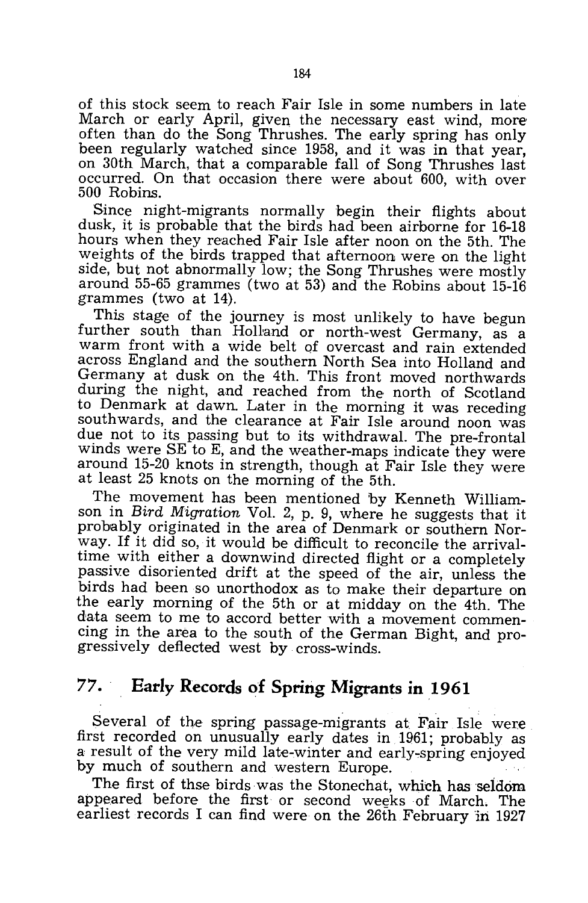of this stock seem to reach Fair Isle in some numbers in late March or early April, given the necessary east wind, more often than do the Song Thrushes. The early spring has only been regularly watched since 1958, and it was in that year, on 30th March, that a comparable fall of Song Thrushes last occurred. On that occasion there were about 600, with over 500 Robins.

Since night-migrants normally begin their flights about dusk, it is probable that the birds had been airborne for 16-18 hours when they reached Fair Isle after noon on the 5th. The weights of the birds trapped that afternoon were on the light side, but not abnormally low; the Song Thrushes were mostly around 55-65 grammes (two at 53) and the Robins about 15-16 grammes (two at 14).

This stage of the journey is most unlikely to have begun further south than Holland or north-west Germany, as a warm front with a wide belt of overcast and rain extended across England and the southern North Sea into Holland and Germany at dusk on the 4th. This front moved northwards during the night, and reached from the north of Scotland to Denmark at dawn. Later in the morning it was receding southwards, and the clearance at Fair Isle around noon was due not to its passing but to its withdrawal. The pre-frontal winds were SE to E, and the weather-maps indicate they were around 15-20 knots in strength, though at Fair Isle they were at least 25 knots on the morning of the 5th.

The movement has been mentioned by Kenneth Williamson in *Bird Migration* Vol. 2, p. 9, where he suggests that it probably originated in the area of Denmark or southern Norway. If it did so, it would be difficult to reconcile the arrival-time with either a downwind directed flight or a completely passive disoriented drift at the speed of the air, unless the birds had been so unorthodox as to make their departure on the early morning of the 5th or at midday on the 4th. The data seem to me to accord better with a movement commencing in the area to the south of the German Bight, and progressively deflected west by cross-winds.

## 77. Early Records of Spring Migrants in 1961

Several of the spring passage-migrants at Fair Isle were first recorded on unusually early dates in 1961; probably as a result of the very mild late-winter and early-spring enjoyed by much of southern and western Europe.

The first of thse birds was the Stonechat, which has seldom appeared before the first or second weeks of March. The earliest records I can find were on the 26th February in 1927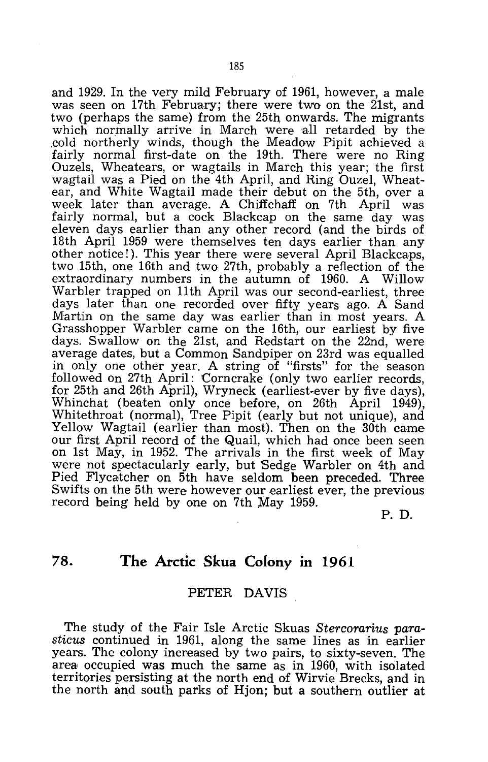and 1929. In the very mild February of 1961, however, a male was seen on 17th February; there were two on the 21st, and two (perhaps the same) from the 25th onwards. The migrants which normally arrive in March were all retarded by the cold northerly winds, though the Meadow Pipit achieved a fairly normal first-date on the 19th. There were no Ring Ouzels, Wheatears, or wagtails in March this year; the first wagtail was a Pied on the 4th April, and Ring Ouzel, Wheatear, and White Wagtail made their debut on the 5th, over a week later than average. A Chiffchaff on 7th April was fairly normal, but a cock Blackcap on the same day was eleven days earlier than any other record (and the birds of 18th April 1959 were themselves ten days earlier than any other notice!). This year there were several April Blackcaps, two 15th, one 16th and two 27th, probably a reflection of the extraordinary numbers in the autumn of 1960. A Willow Warbler trapped on 11th April was our second-earliest, three days later than one recorded over fifty years ago. A Sand Martin on the same day was earlier than in most years. A Grasshopper Warbler came on the 16th, our earliest by five days. Swallow on the 21st, and Redstart on the 22nd, were average dates, but a Common Sandpiper on 23rd was equalled in only one other year. A string of "firsts" for the season followed on 27th April: Corncrake (only two earlier records, for 25th and 26th April), Wryneck (earliest-ever by five days), Whinchat (beaten only once before, on 26th April 1949), Whitethroat (normal), Tree Pipit (early but not unique), and Yellow Wagtail (earlier than most). Then on the 30th came our first April record of the Quail, which had once been seen on 1st May, in 1952. The arrivals in the first week of May were not spectacularly early, but Sedge Warbler on 4th and Pied Flycatcher on 5th have seldom been preceded. Three Swifts on the 5th were however our earliest ever, the previous record being held by one on 7th May 1959.

P. D.

## 78. The Arctic Skua Colony in 1961

PETER DAVIS

The study of the Fair Isle Arctic Skuas *Stercorarius parasiticus* continued in 1961, along the same lines as in earlier years. The colony increased by two pairs, to sixty-seven. The area occupied was much the same as in 1960, with isolated territories persisting at the north end of Wirvie Brecks, and in the north and south parks of Hjon; but a southern outlier at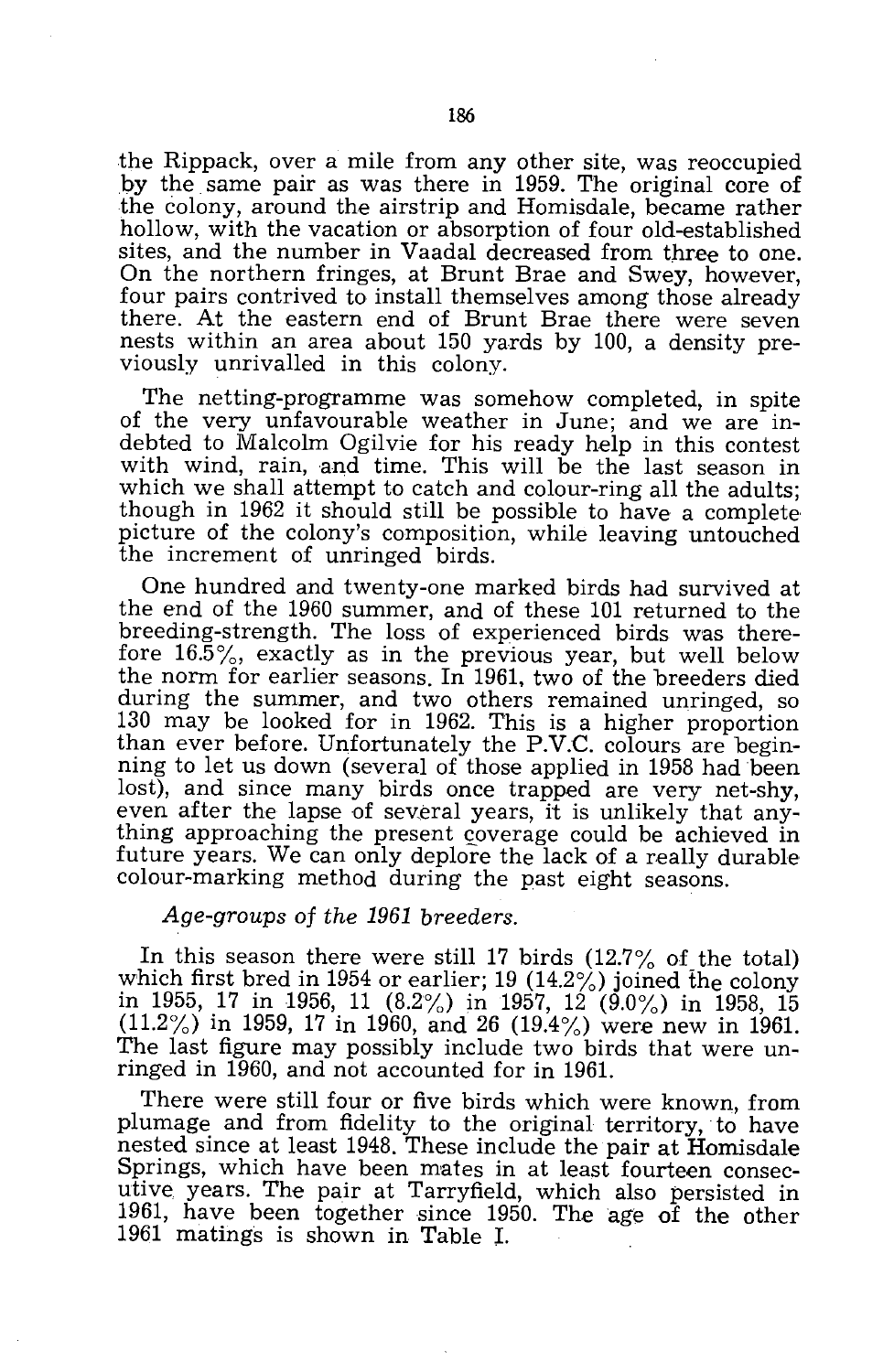the Rippack, over a mile from any other site, was reoccupied by the same pair as was there in 1959. The original core of the colony, around the airstrip and Homisdale, became rather hollow, with the vacation or absorption of four old-established sites, and the number in Vaadal decreased from three to one. On the northern fringes, at Brunt Brae and Swey, however, four pairs contrived to install themselves among those already there. At the eastern end of Brunt Brae there were seven nests within an area about 150 yards by 100, a density previously unrivalled in this colony.

The netting-programme was somehow completed, in spite of the very unfavourable weather in June; and we are indebted to Malcolm Ogilvie for his ready help in this contest with wind, rain, and time. This will be the last season in which we shall attempt to catch and colour-ring all the adults; though in 1962 it should still be possible to have a complete picture of the colony's composition, while leaving untouched the increment of unringed birds.

One hundred and twenty-one marked birds had survived at the end of the 1960 summer, and of these 101 returned to the breeding-strength. The loss of experienced birds was therefore 16.5%, exactly as in the previous year, but well below the norm for earlier seasons. In 1961, two of the breeders died during the summer, and two others remained unringed, so 130 may be looked for in 1962. This is a higher proportion than ever before. Unfortunately the P.V.C. colours are beginning to let us down (several of those applied in 1958 had been lost), and since many birds once trapped are very net-shy, even after the lapse of several years, it is unlikely that anything approaching the present coverage could be achieved in future years. We can only deplore the lack of a really durable colour-marking method during the past eight seasons.

*Age-groups of the 1961 breeders.*

In this season there were still 17 birds (12.7% of the total) which first bred in 1954 or earlier; 19 (14.2%) joined the colony in 1955, 17 in 1956, 11 (8.2%) in 1957, 12 (9.0%) in 1958, 15 (11.2%) in 1959, 17 in 1960, and 26 (19.4%) were new in 1961. The last figure may possibly include two birds that were unringed in 1960, and not accounted for in 1961.

There were still four or five birds which were known, from plumage and from fidelity to the original territory, to have nested since at least 1948. These include the pair at Homisdale Springs, which have been mates in at least fourteen consecutive years. The pair at Tarryfield, which also persisted in 1961, have been together since 1950. The age of the other 1961 matings is shown in Table I.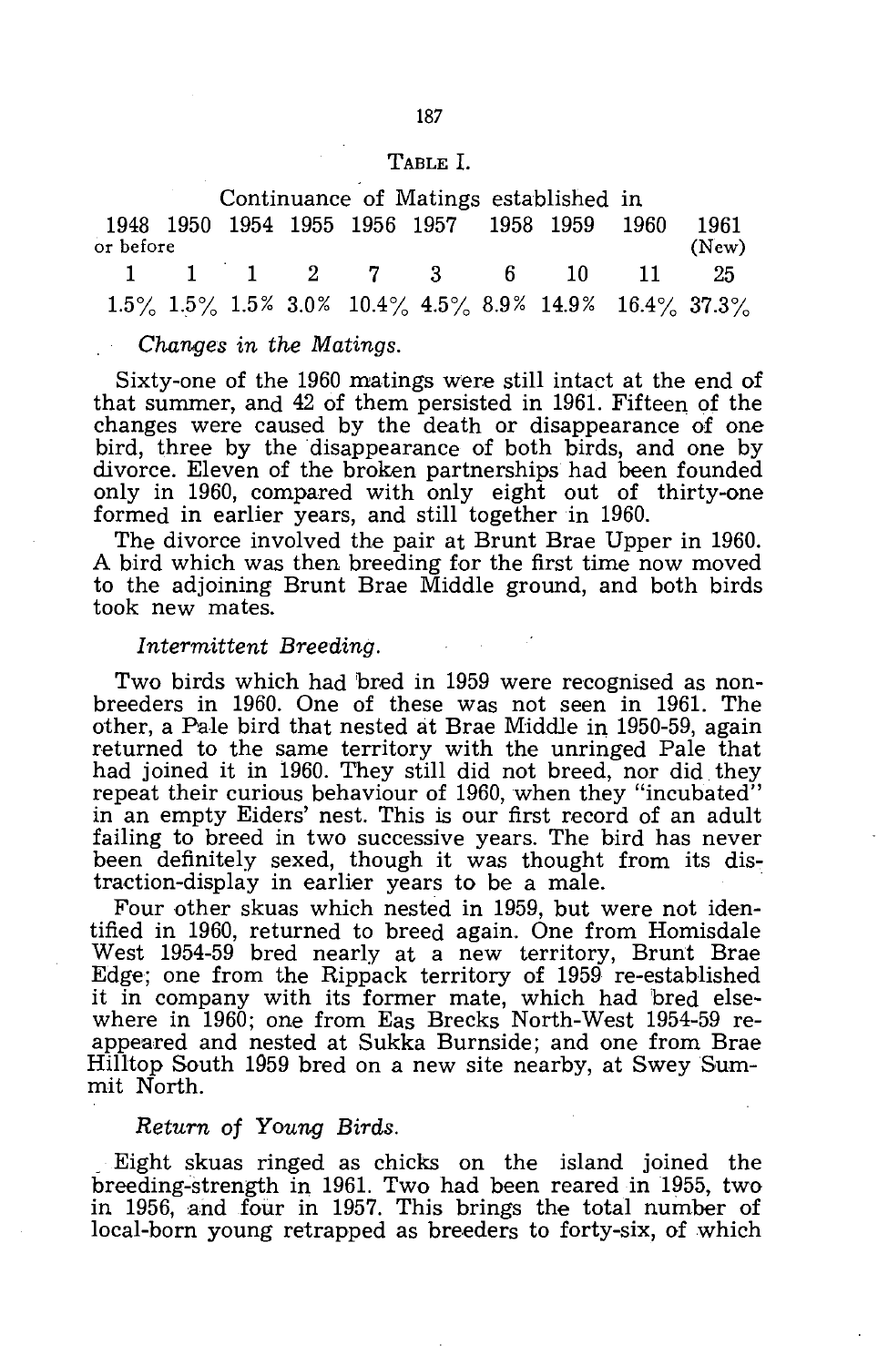TABLE I.

Continuance of Matings established in

| 1948 or before | 1950 | 1954 | 1955 | 1956 | 1957 | 1958 | 1959 | 1960 | 1961 (New) |
|---|---|---|---|---|---|---|---|---|---|
| 1 | 1 | 1 | 2 | 7 | 3 | 6 | 10 | 11 | 25 |
| 1.5% | 1.5% | 1.5% | 3.0% | 10.4% | 4.5% | 8.9% | 14.9% | 16.4% | 37.3% |

*Changes in the Matings.*

Sixty-one of the 1960 matings were still intact at the end of that summer, and 42 of them persisted in 1961. Fifteen of the changes were caused by the death or disappearance of one bird, three by the disappearance of both birds, and one by divorce. Eleven of the broken partnerships had been founded only in 1960, compared with only eight out of thirty-one formed in earlier years, and still together in 1960.

The divorce involved the pair at Brunt Brae Upper in 1960. A bird which was then breeding for the first time now moved to the adjoining Brunt Brae Middle ground, and both birds took new mates.

*Intermittent Breeding.*

Two birds which had bred in 1959 were recognised as non-breeders in 1960. One of these was not seen in 1961. The other, a Pale bird that nested at Brae Middle in 1950-59, again returned to the same territory with the unringed Pale that had joined it in 1960. They still did not breed, nor did they repeat their curious behaviour of 1960, when they "incubated" in an empty Eiders' nest. This is our first record of an adult failing to breed in two successive years. The bird has never been definitely sexed, though it was thought from its distraction-display in earlier years to be a male.

Four other skuas which nested in 1959, but were not identified in 1960, returned to breed again. One from Homisdale West 1954-59 bred nearly at a new territory, Brunt Brae Edge; one from the Rippack territory of 1959 re-established it in company with its former mate, which had bred elsewhere in 1960; one from Eas Brecks North-West 1954-59 reappeared and nested at Sukka Burnside; and one from Brae Hilltop South 1959 bred on a new site nearby, at Swey Summit North.

*Return of Young Birds.*

Eight skuas ringed as chicks on the island joined the breeding-strength in 1961. Two had been reared in 1955, two in 1956, and four in 1957. This brings the total number of local-born young retrapped as breeders to forty-six, of which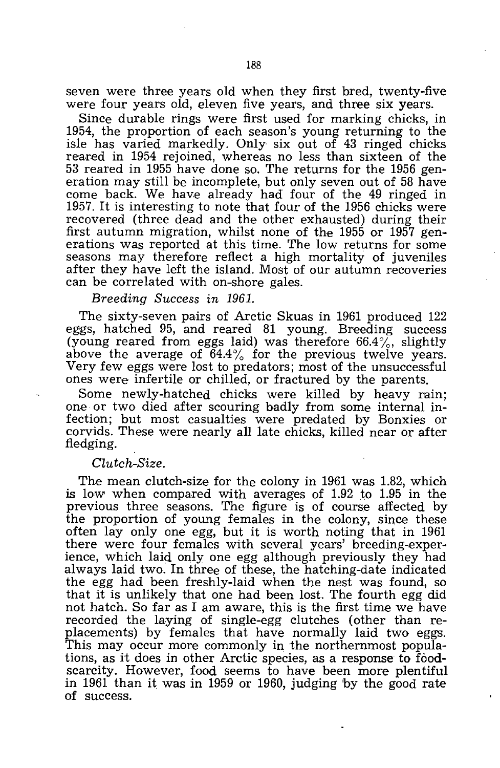seven were three years old when they first bred, twenty-five were four years old, eleven five years, and three six years.

Since durable rings were first used for marking chicks, in 1954, the proportion of each season's young returning to the isle has varied markedly. Only six out of 43 ringed chicks reared in 1954 rejoined, whereas no less than sixteen of the 53 reared in 1955 have done so. The returns for the 1956 generation may still be incomplete, but only seven out of 58 have come back. We have already had four of the 49 ringed in 1957. It is interesting to note that four of the 1956 chicks were recovered (three dead and the other exhausted) during their first autumn migration, whilst none of the 1955 or 1957 generations was reported at this time. The low returns for some seasons may therefore reflect a high mortality of juveniles after they have left the island. Most of our autumn recoveries can be correlated with on-shore gales.

*Breeding Success in 1961.*

The sixty-seven pairs of Arctic Skuas in 1961 produced 122 eggs, hatched 95, and reared 81 young. Breeding success (young reared from eggs laid) was therefore 66.4%, slightly above the average of 64.4% for the previous twelve years. Very few eggs were lost to predators; most of the unsuccessful ones were infertile or chilled, or fractured by the parents.

Some newly-hatched chicks were killed by heavy rain; one or two died after scouring badly from some internal infection; but most casualties were predated by Bonxies or corvids. These were nearly all late chicks, killed near or after fledging.

*Clutch-Size.*

The mean clutch-size for the colony in 1961 was 1.82, which is low when compared with averages of 1.92 to 1.95 in the previous three seasons. The figure is of course affected by the proportion of young females in the colony, since these often lay only one egg, but it is worth noting that in 1961 there were four females with several years' breeding-experience, which laid only one egg although previously they had always laid two. In three of these, the hatching-date indicated the egg had been freshly-laid when the nest was found, so that it is unlikely that one had been lost. The fourth egg did not hatch. So far as I am aware, this is the first time we have recorded the laying of single-egg clutches (other than replacements) by females that have normally laid two eggs. This may occur more commonly in the northernmost populations, as it does in other Arctic species, as a response to food-scarcity. However, food seems to have been more plentiful in 1961 than it was in 1959 or 1960, judging by the good rate of success.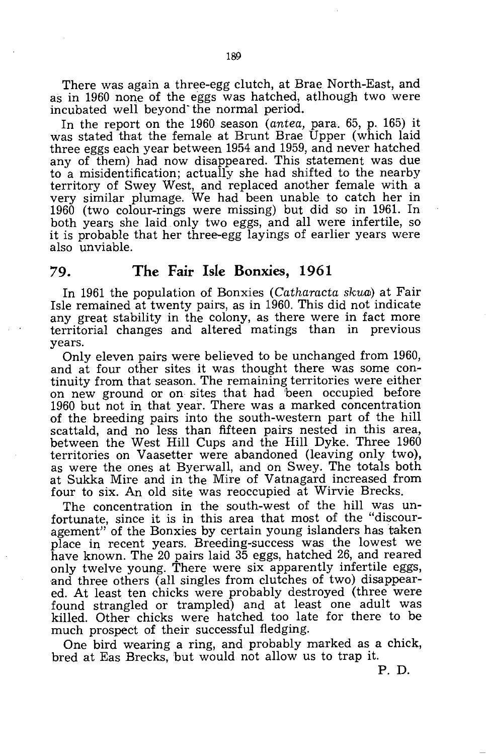There was again a three-egg clutch, at Brae North-East, and as in 1960 none of the eggs was hatched, atlhough two were incubated well beyond the normal period.

In the report on the 1960 season (*antea*, para. 65, p. 165) it was stated that the female at Brunt Brae Upper (which laid three eggs each year between 1954 and 1959, and never hatched any of them) had now disappeared. This statement was due to a misidentification; actually she had shifted to the nearby territory of Swey West, and replaced another female with a very similar plumage. We had been unable to catch her in 1960 (two colour-rings were missing) but did so in 1961. In both years she laid only two eggs, and all were infertile, so it is probable that her three-egg layings of earlier years were also unviable.

## 79. The Fair Isle Bonxies, 1961

In 1961 the population of Bonxies (*Catharacta skua*) at Fair Isle remained at twenty pairs, as in 1960. This did not indicate any great stability in the colony, as there were in fact more territorial changes and altered matings than in previous years.

Only eleven pairs were believed to be unchanged from 1960, and at four other sites it was thought there was some continuity from that season. The remaining territories were either on new ground or on sites that had been occupied before 1960 but not in that year. There was a marked concentration of the breeding pairs into the south-western part of the hill scattald, and no less than fifteen pairs nested in this area, between the West Hill Cups and the Hill Dyke. Three 1960 territories on Vaasetter were abandoned (leaving only two), as were the ones at Byerwall, and on Swey. The totals both at Sukka Mire and in the Mire of Vatnagard increased from four to six. An old site was reoccupied at Wirvie Brecks.

The concentration in the south-west of the hill was unfortunate, since it is in this area that most of the "discouragement" of the Bonxies by certain young islanders has taken place in recent years. Breeding-success was the lowest we have known. The 20 pairs laid 35 eggs, hatched 26, and reared only twelve young. There were six apparently infertile eggs, and three others (all singles from clutches of two) disappeared. At least ten chicks were probably destroyed (three were found strangled or trampled) and at least one adult was killed. Other chicks were hatched too late for there to be much prospect of their successful fledging.

One bird wearing a ring, and probably marked as a chick, bred at Eas Brecks, but would not allow us to trap it.

P. D.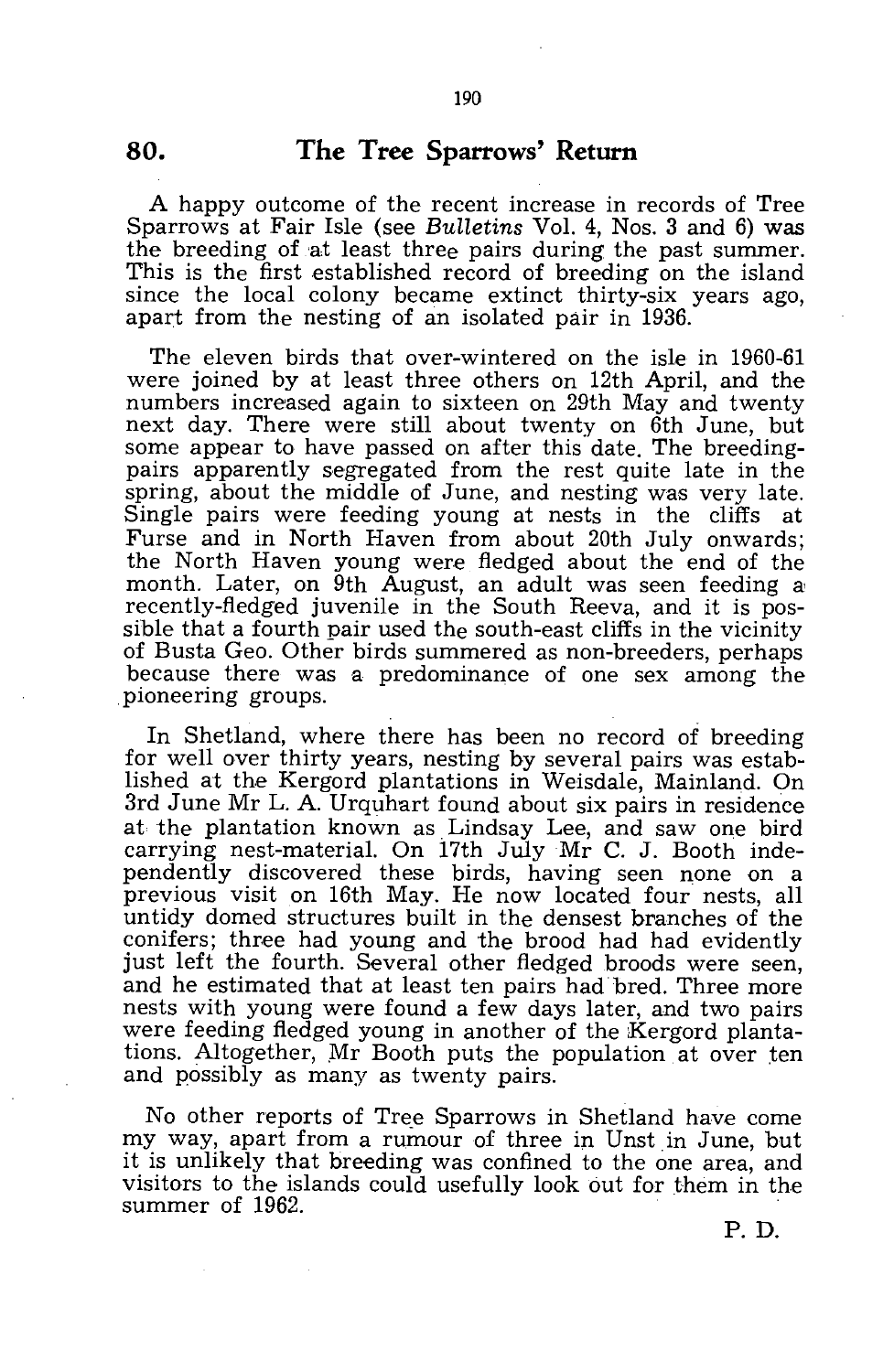## 80. The Tree Sparrows' Return

A happy outcome of the recent increase in records of Tree Sparrows at Fair Isle (see *Bulletins* Vol. 4, Nos. 3 and 6) was the breeding of at least three pairs during the past summer. This is the first established record of breeding on the island since the local colony became extinct thirty-six years ago, apart from the nesting of an isolated pair in 1936.

The eleven birds that over-wintered on the isle in 1960-61 were joined by at least three others on 12th April, and the numbers increased again to sixteen on 29th May and twenty next day. There were still about twenty on 6th June, but some appear to have passed on after this date. The breeding-pairs apparently segregated from the rest quite late in the spring, about the middle of June, and nesting was very late. Single pairs were feeding young at nests in the cliffs at Furse and in North Haven from about 20th July onwards; the North Haven young were fledged about the end of the month. Later, on 9th August, an adult was seen feeding a recently-fledged juvenile in the South Reeva, and it is possible that a fourth pair used the south-east cliffs in the vicinity of Busta Geo. Other birds summered as non-breeders, perhaps because there was a predominance of one sex among the pioneering groups.

In Shetland, where there has been no record of breeding for well over thirty years, nesting by several pairs was established at the Kergord plantations in Weisdale, Mainland. On 3rd June Mr L. A. Urquhart found about six pairs in residence at the plantation known as Lindsay Lee, and saw one bird carrying nest-material. On 17th July Mr C. J. Booth independently discovered these birds, having seen none on a previous visit on 16th May. He now located four nests, all untidy domed structures built in the densest branches of the conifers; three had young and the brood had had evidently just left the fourth. Several other fledged broods were seen, and he estimated that at least ten pairs had bred. Three more nests with young were found a few days later, and two pairs were feeding fledged young in another of the Kergord plantations. Altogether, Mr Booth puts the population at over ten and possibly as many as twenty pairs.

No other reports of Tree Sparrows in Shetland have come my way, apart from a rumour of three in Unst in June, but it is unlikely that breeding was confined to the one area, and visitors to the islands could usefully look out for them in the summer of 1962.

P. D.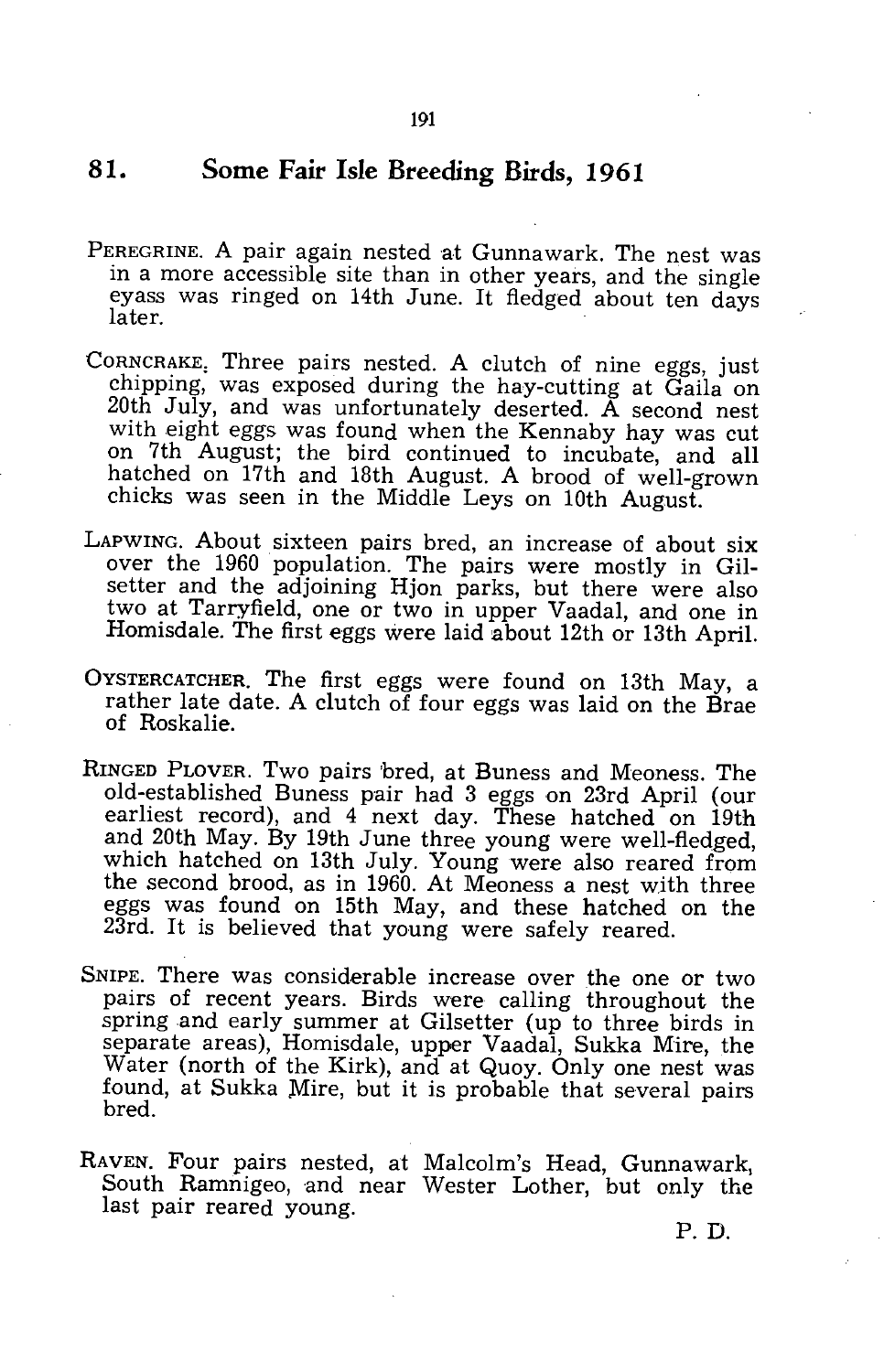## 81. Some Fair Isle Breeding Birds, 1961

PEREGRINE. A pair again nested at Gunnawark. The nest was in a more accessible site than in other years, and the single eyass was ringed on 14th June. It fledged about ten days later.

CORNCRAKE. Three pairs nested. A clutch of nine eggs, just chipping, was exposed during the hay-cutting at Gaila on 20th July, and was unfortunately deserted. A second nest with eight eggs was found when the Kennaby hay was cut on 7th August; the bird continued to incubate, and all hatched on 17th and 18th August. A brood of well-grown chicks was seen in the Middle Leys on 10th August.

LAPWING. About sixteen pairs bred, an increase of about six over the 1960 population. The pairs were mostly in Gilsetter and the adjoining Hjon parks, but there were also two at Tarryfield, one or two in upper Vaadal, and one in Homisdale. The first eggs were laid about 12th or 13th April.

OYSTERCATCHER. The first eggs were found on 13th May, a rather late date. A clutch of four eggs was laid on the Brae of Roskalie.

RINGED PLOVER. Two pairs bred, at Buness and Meoness. The old-established Buness pair had 3 eggs on 23rd April (our earliest record), and 4 next day. These hatched on 19th and 20th May. By 19th June three young were well-fledged, which hatched on 13th July. Young were also reared from the second brood, as in 1960. At Meoness a nest with three eggs was found on 15th May, and these hatched on the 23rd. It is believed that young were safely reared.

SNIPE. There was considerable increase over the one or two pairs of recent years. Birds were calling throughout the spring and early summer at Gilsetter (up to three birds in separate areas), Homisdale, upper Vaadal, Sukka Mire, the Water (north of the Kirk), and at Quoy. Only one nest was found, at Sukka Mire, but it is probable that several pairs bred.

RAVEN. Four pairs nested, at Malcolm's Head, Gunnawark, South Ramnigeo, and near Wester Lother, but only the last pair reared young.

P. D.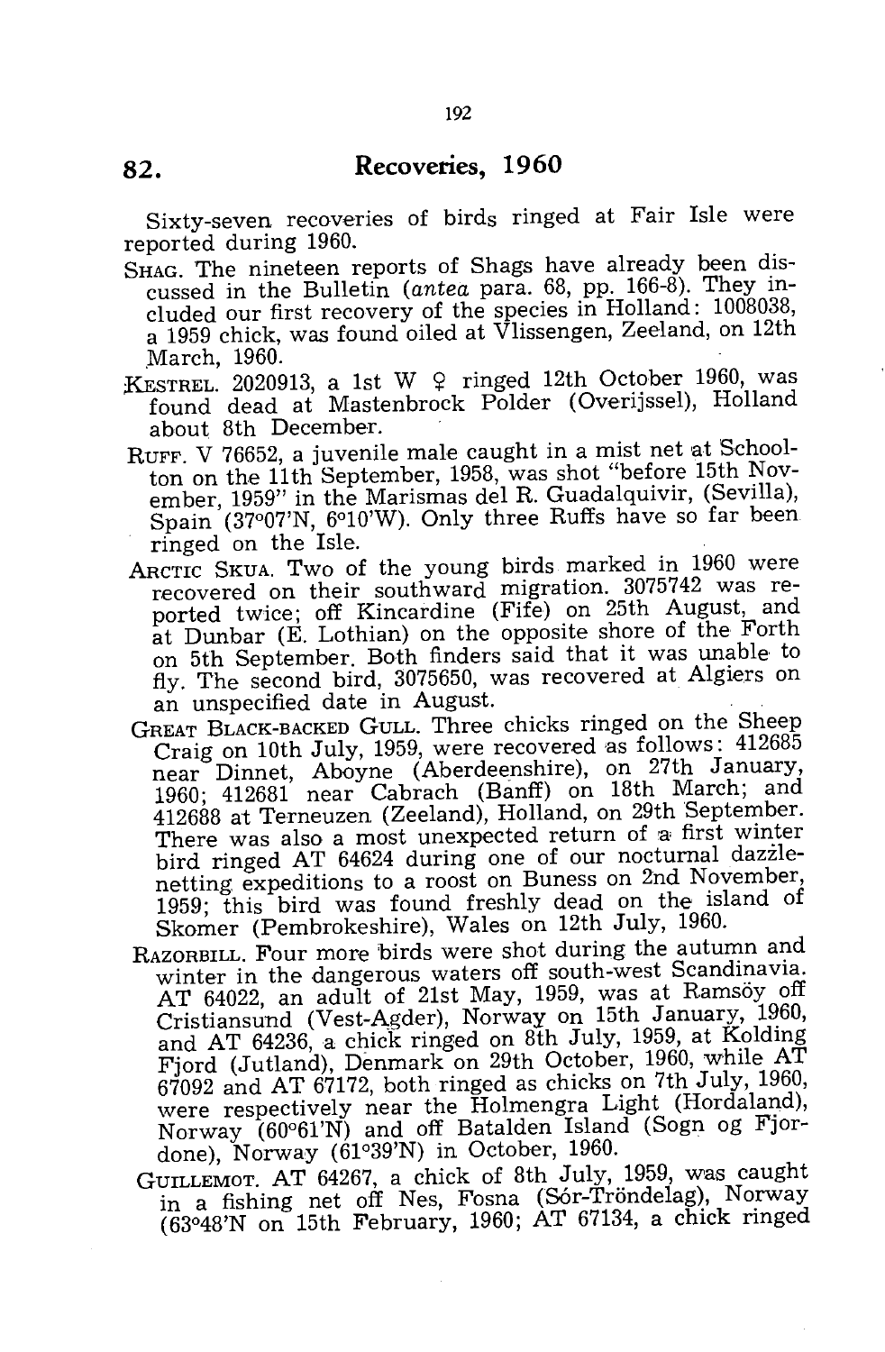## 82. Recoveries, 1960

Sixty-seven recoveries of birds ringed at Fair Isle were reported during 1960.

SHAG. The nineteen reports of Shags have already been discussed in the Bulletin (*antea* para. 68, pp. 166-8). They included our first recovery of the species in Holland: 1008038, a 1959 chick, was found oiled at Vlissengen, Zeeland, on 12th March, 1960.

KESTREL. 2020913, a 1st W ♀ ringed 12th October 1960, was found dead at Mastenbrock Polder (Overijssel), Holland about 8th December.

RUFF. V 76652, a juvenile male caught in a mist net at Schoolton on the 11th September, 1958, was shot "before 15th November, 1959" in the Marismas del R. Guadalquivir, (Sevilla), Spain (37°07'N, 6°10'W). Only three Ruffs have so far been ringed on the Isle.

ARCTIC SKUA. Two of the young birds marked in 1960 were recovered on their southward migration. 3075742 was reported twice; off Kincardine (Fife) on 25th August, and at Dunbar (E. Lothian) on the opposite shore of the Forth on 5th September. Both finders said that it was unable to fly. The second bird, 3075650, was recovered at Algiers on an unspecified date in August.

GREAT BLACK-BACKED GULL. Three chicks ringed on the Sheep Craig on 10th July, 1959, were recovered as follows: 412685 near Dinnet, Aboyne (Aberdeenshire), on 27th January, 1960; 412681 near Cabrach (Banff) on 18th March; and 412688 at Terneuzen (Zeeland), Holland, on 29th September. There was also a most unexpected return of a first winter bird ringed AT 64624 during one of our nocturnal dazzle-netting expeditions to a roost on Buness on 2nd November, 1959; this bird was found freshly dead on the island of Skomer (Pembrokeshire), Wales on 12th July, 1960.

RAZORBILL. Four more birds were shot during the autumn and winter in the dangerous waters off south-west Scandinavia. AT 64022, an adult of 21st May, 1959, was at Ramsöy off Cristiansund (Vest-Agder), Norway on 15th January, 1960, and AT 64236, a chick ringed on 8th July, 1959, at Kolding Fjord (Jutland), Denmark on 29th October, 1960, while AT 67092 and AT 67172, both ringed as chicks on 7th July, 1960, were respectively near the Holmengra Light (Hordaland), Norway (60°61'N) and off Batalden Island (Sogn og Fjordone), Norway (61°39'N) in October, 1960.

GUILLEMOT. AT 64267, a chick of 8th July, 1959, was caught in a fishing net off Nes, Fosna (Sór-Tröndelag), Norway (63°48'N on 15th February, 1960; AT 67134, a chick ringed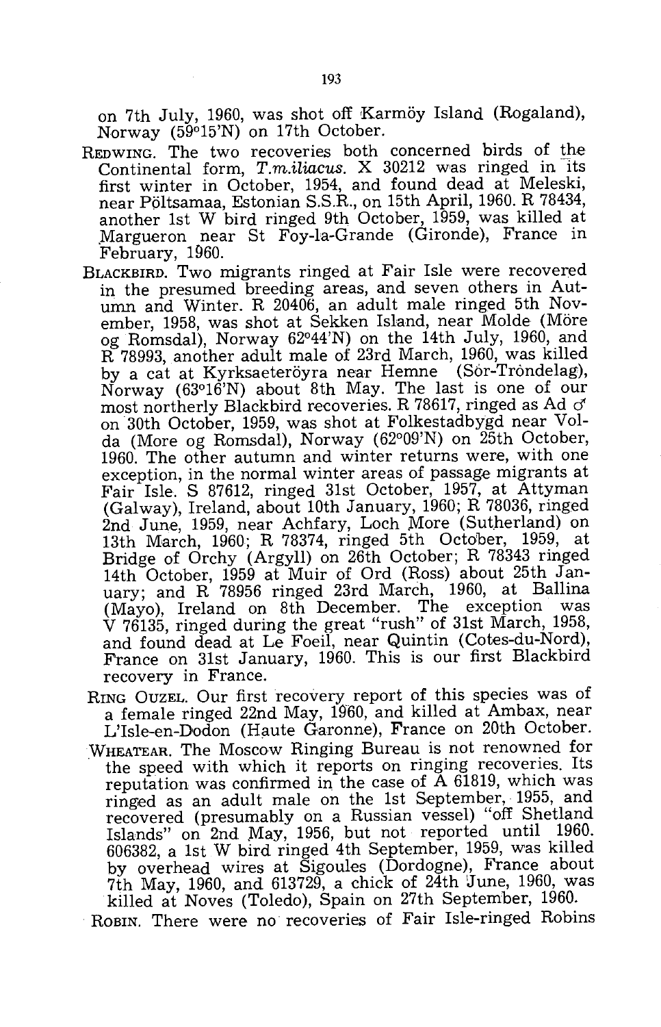on 7th July, 1960, was shot off Karmöy Island (Rogaland), Norway (59°15'N) on 17th October.

REDWING. The two recoveries both concerned birds of the Continental form, *T.m.iliacus*. X 30212 was ringed in its first winter in October, 1954, and found dead at Meleski, near Põltsamaa, Estonian S.S.R., on 15th April, 1960. R 78434, another 1st W bird ringed 9th October, 1959, was killed at Margueron near St Foy-la-Grande (Gironde), France in February, 1960.

BLACKBIRD. Two migrants ringed at Fair Isle were recovered in the presumed breeding areas, and seven others in Autumn and Winter. R 20406, an adult male ringed 5th November, 1958, was shot at Sekken Island, near Molde (Möre og Romsdal), Norway 62°44'N) on the 14th July, 1960, and R 78993, another adult male of 23rd March, 1960, was killed by a cat at Kyrksaeteröyra near Hemne (Sör-Trondelag), Norway (63°16'N) about 8th May. The last is one of our most northerly Blackbird recoveries. R 78617, ringed as Ad ♂ on 30th October, 1959, was shot at Folkestadbygd near Volda (More og Romsdal), Norway (62°09'N) on 25th October, 1960. The other autumn and winter returns were, with one exception, in the normal winter areas of passage migrants at Fair Isle. S 87612, ringed 31st October, 1957, at Attyman (Galway), Ireland, about 10th January, 1960; R 78036, ringed 2nd June, 1959, near Achfary, Loch More (Sutherland) on 13th March, 1960; R 78374, ringed 5th October, 1959, at Bridge of Orchy (Argyll) on 26th October; R 78343 ringed 14th October, 1959 at Muir of Ord (Ross) about 25th January; and R 78956 ringed 23rd March, 1960, at Ballina (Mayo), Ireland on 8th December. The exception was V 76135, ringed during the great "rush" of 31st March, 1958, and found dead at Le Foeil, near Quintin (Cotes-du-Nord), France on 31st January, 1960. This is our first Blackbird recovery in France.

RING OUZEL. Our first recovery report of this species was of a female ringed 22nd May, 1960, and killed at Ambax, near L'Isle-en-Dodon (Haute Garonne), France on 20th October.

WHEATEAR. The Moscow Ringing Bureau is not renowned for the speed with which it reports on ringing recoveries. Its reputation was confirmed in the case of A 61819, which was ringed as an adult male on the 1st September, 1955, and recovered (presumably on a Russian vessel) "off Shetland Islands" on 2nd May, 1956, but not reported until 1960. 606382, a 1st W bird ringed 4th September, 1959, was killed by overhead wires at Sigoules (Dordogne), France about 7th May, 1960, and 613729, a chick of 24th June, 1960, was killed at Noves (Toledo), Spain on 27th September, 1960.

ROBIN. There were no recoveries of Fair Isle-ringed Robins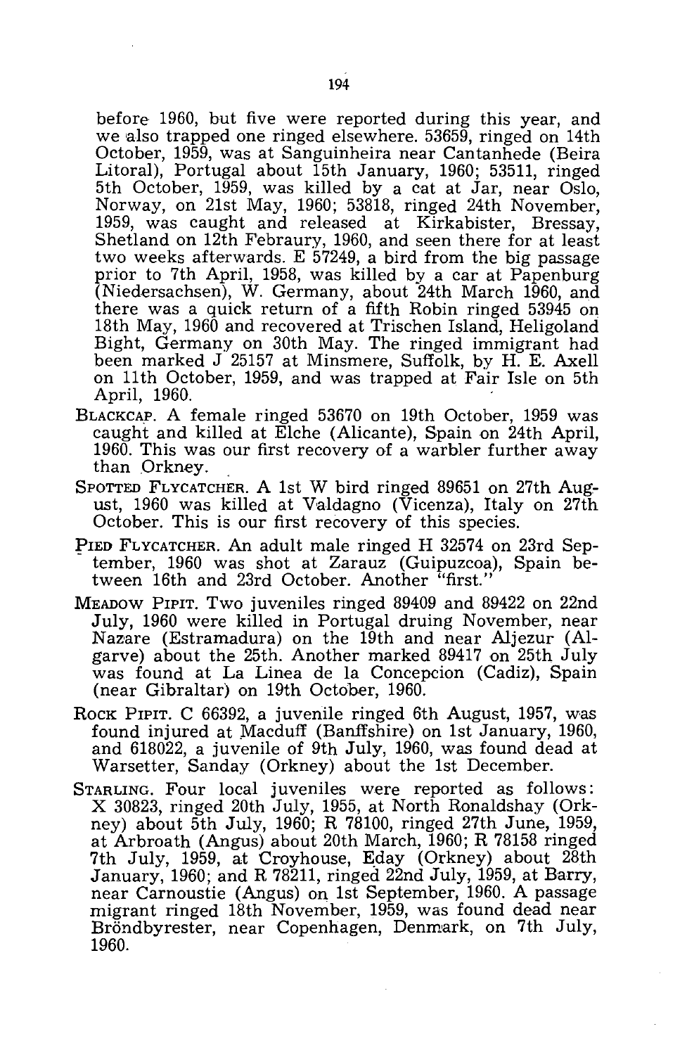before 1960, but five were reported during this year, and we also trapped one ringed elsewhere. 53659, ringed on 14th October, 1959, was at Sanguinheira near Cantanhede (Beira Litoral), Portugal about 15th January, 1960; 53511, ringed 5th October, 1959, was killed by a cat at Jar, near Oslo, Norway, on 21st May, 1960; 53818, ringed 24th November, 1959, was caught and released at Kirkabister, Bressay, Shetland on 12th Febraury, 1960, and seen there for at least two weeks afterwards. E 57249, a bird from the big passage prior to 7th April, 1958, was killed by a car at Papenburg (Niedersachsen), W. Germany, about 24th March 1960, and there was a quick return of a fifth Robin ringed 53945 on 18th May, 1960 and recovered at Trischen Island, Heligoland Bight, Germany on 30th May. The ringed immigrant had been marked J 25157 at Minsmere, Suffolk, by H. E. Axell on 11th October, 1959, and was trapped at Fair Isle on 5th April, 1960.

BLACKCAP. A female ringed 53670 on 19th October, 1959 was caught and killed at Elche (Alicante), Spain on 24th April, 1960. This was our first recovery of a warbler further away than Orkney.

SPOTTED FLYCATCHER. A 1st W bird ringed 89651 on 27th August, 1960 was killed at Valdagno (Vicenza), Italy on 27th October. This is our first recovery of this species.

PIED FLYCATCHER. An adult male ringed H 32574 on 23rd September, 1960 was shot at Zarauz (Guipuzcoa), Spain between 16th and 23rd October. Another "first."

MEADOW PIPIT. Two juveniles ringed 89409 and 89422 on 22nd July, 1960 were killed in Portugal druing November, near Nazare (Estramadura) on the 19th and near Aljezur (Algarve) about the 25th. Another marked 89417 on 25th July was found at La Linea de la Concepcion (Cadiz), Spain (near Gibraltar) on 19th October, 1960.

ROCK PIPIT. C 66392, a juvenile ringed 6th August, 1957, was found injured at Macduff (Banffshire) on 1st January, 1960, and 618022, a juvenile of 9th July, 1960, was found dead at Warsetter, Sanday (Orkney) about the 1st December.

STARLING. Four local juveniles were reported as follows: X 30823, ringed 20th July, 1955, at North Ronaldshay (Orkney) about 5th July, 1960; R 78100, ringed 27th June, 1959, at Arbroath (Angus) about 20th March, 1960; R 78158 ringed 7th July, 1959, at Croyhouse, Eday (Orkney) about 28th January, 1960; and R 78211, ringed 22nd July, 1959, at Barry, near Carnoustie (Angus) on 1st September, 1960. A passage migrant ringed 18th November, 1959, was found dead near Bröndbyrester, near Copenhagen, Denmark, on 7th July, 1960.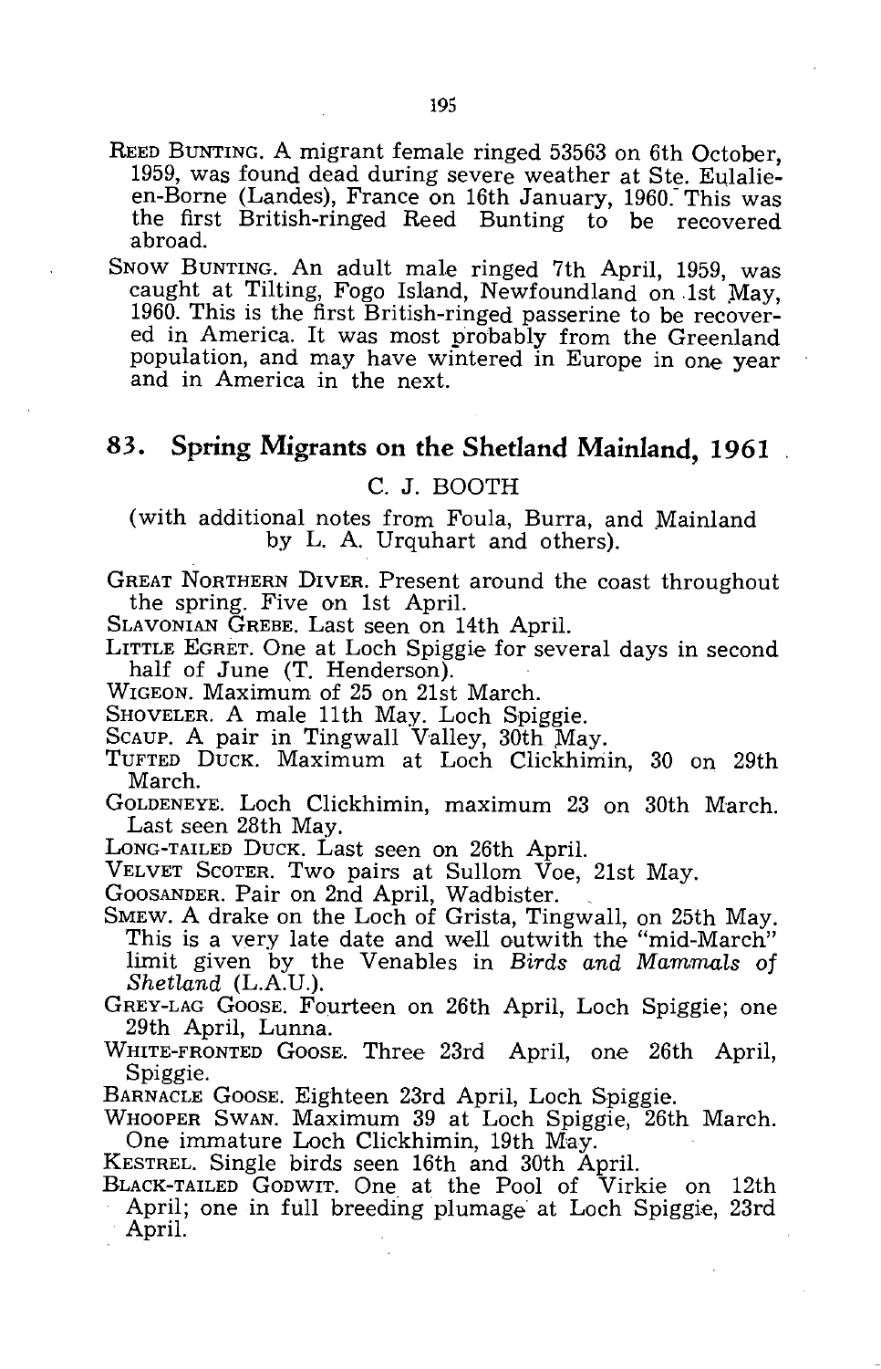REED BUNTING. A migrant female ringed 53563 on 6th October, 1959, was found dead during severe weather at Ste. Eulalie-en-Borne (Landes), France on 16th January, 1960. This was the first British-ringed Reed Bunting to be recovered abroad.

SNOW BUNTING. An adult male ringed 7th April, 1959, was caught at Tilting, Fogo Island, Newfoundland on 1st May, 1960. This is the first British-ringed passerine to be recovered in America. It was most probably from the Greenland population, and may have wintered in Europe in one year and in America in the next.

## 83. Spring Migrants on the Shetland Mainland, 1961

C. J. BOOTH

(with additional notes from Foula, Burra, and Mainland by L. A. Urquhart and others).

GREAT NORTHERN DIVER. Present around the coast throughout the spring. Five on 1st April.

SLAVONIAN GREBE. Last seen on 14th April.

LITTLE EGRET. One at Loch Spiggie for several days in second half of June (T. Henderson).

WIGEON. Maximum of 25 on 21st March.

SHOVELER. A male 11th May. Loch Spiggie.

SCAUP. A pair in Tingwall Valley, 30th May.

TUFTED DUCK. Maximum at Loch Clickhimin, 30 on 29th March.

GOLDENEYE. Loch Clickhimin, maximum 23 on 30th March. Last seen 28th May.

LONG-TAILED DUCK. Last seen on 26th April.

VELVET SCOTER. Two pairs at Sullom Voe, 21st May.

GOOSANDER. Pair on 2nd April, Wadbister.

SMEW. A drake on the Loch of Grista, Tingwall, on 25th May. This is a very late date and well outwith the "mid-March" limit given by the Venables in *Birds and Mammals of Shetland* (L.A.U.).

GREY-LAG GOOSE. Fourteen on 26th April, Loch Spiggie; one 29th April, Lunna.

WHITE-FRONTED GOOSE. Three 23rd April, one 26th April, Spiggie.

BARNACLE GOOSE. Eighteen 23rd April, Loch Spiggie.

WHOOPER SWAN. Maximum 39 at Loch Spiggie, 26th March. One immature Loch Clickhimin, 19th May.

KESTREL. Single birds seen 16th and 30th April.

BLACK-TAILED GODWIT. One at the Pool of Virkie on 12th April; one in full breeding plumage at Loch Spiggie, 23rd April.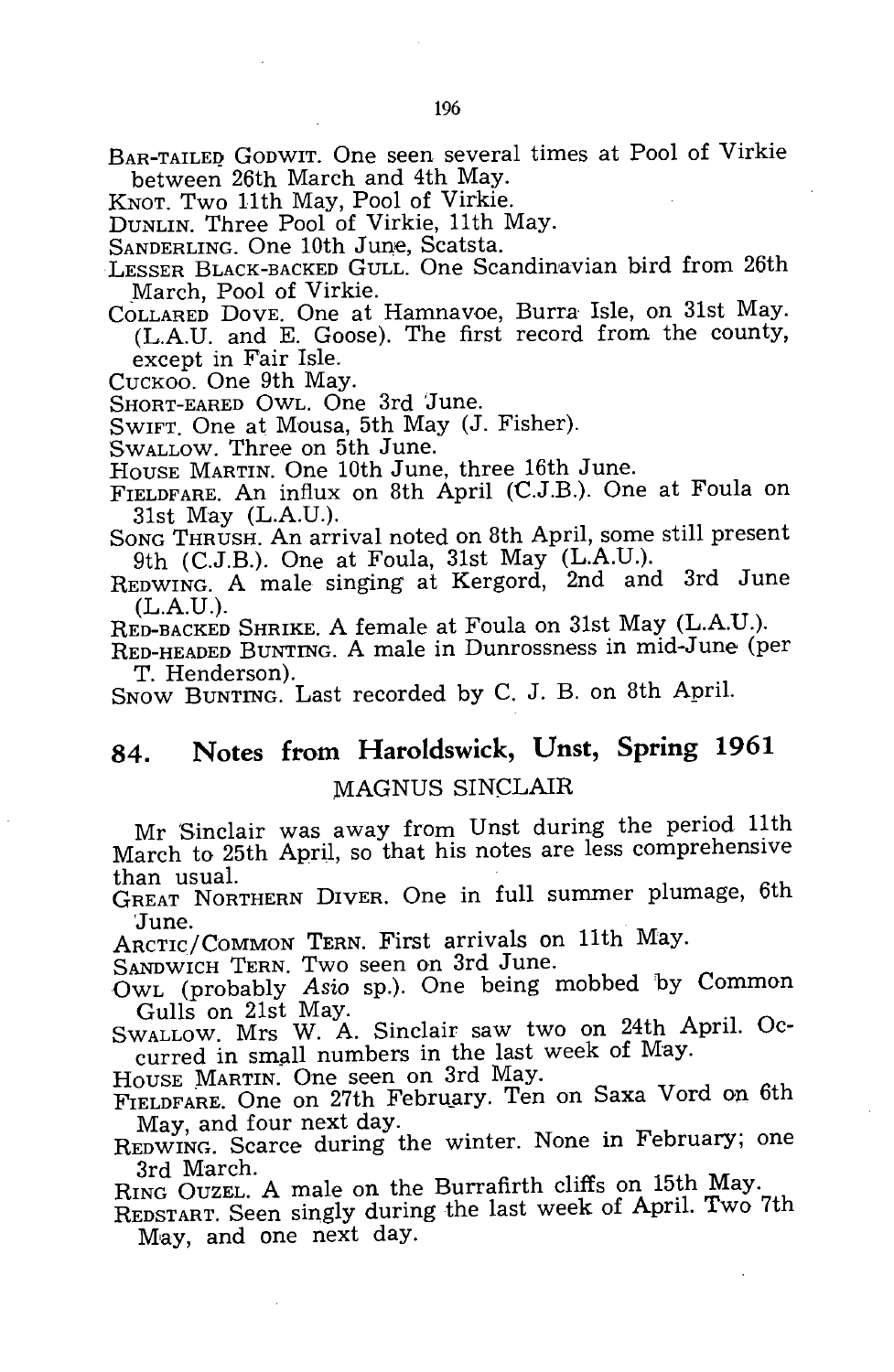BAR-TAILED GODWIT. One seen several times at Pool of Virkie between 26th March and 4th May.

KNOT. Two 11th May, Pool of Virkie.

DUNLIN. Three Pool of Virkie, 11th May.

SANDERLING. One 10th June, Scatsta.

LESSER BLACK-BACKED GULL. One Scandinavian bird from 26th March, Pool of Virkie.

COLLARED DOVE. One at Hamnavoe, Burra Isle, on 31st May. (L.A.U. and E. Goose). The first record from the county, except in Fair Isle.

CUCKOO. One 9th May.

SHORT-EARED OWL. One 3rd June.

SWIFT. One at Mousa, 5th May (J. Fisher).

SWALLOW. Three on 5th June.

HOUSE MARTIN. One 10th June, three 16th June.

FIELDFARE. An influx on 8th April (C.J.B.). One at Foula on 31st May (L.A.U.).

SONG THRUSH. An arrival noted on 8th April, some still present 9th (C.J.B.). One at Foula, 31st May (L.A.U.).

REDWING. A male singing at Kergord, 2nd and 3rd June (L.A.U.).

RED-BACKED SHRIKE. A female at Foula on 31st May (L.A.U.).

RED-HEADED BUNTING. A male in Dunrossness in mid-June (per T. Henderson).

SNOW BUNTING. Last recorded by C. J. B. on 8th April.

## 84. Notes from Haroldswick, Unst, Spring 1961

MAGNUS SINCLAIR

Mr Sinclair was away from Unst during the period 11th March to 25th April, so that his notes are less comprehensive than usual.

GREAT NORTHERN DIVER. One in full summer plumage, 6th June.

ARCTIC/COMMON TERN. First arrivals on 11th May.

SANDWICH TERN. Two seen on 3rd June.

OWL (probably *Asio* sp.). One being mobbed by Common Gulls on 21st May.

SWALLOW. Mrs W. A. Sinclair saw two on 24th April. Occurred in small numbers in the last week of May.

HOUSE MARTIN. One seen on 3rd May.

FIELDFARE. One on 27th February. Ten on Saxa Vord on 6th May, and four next day.

REDWING. Scarce during the winter. None in February; one 3rd March.

RING OUZEL. A male on the Burrafirth cliffs on 15th May.

REDSTART. Seen singly during the last week of April. Two 7th May, and one next day.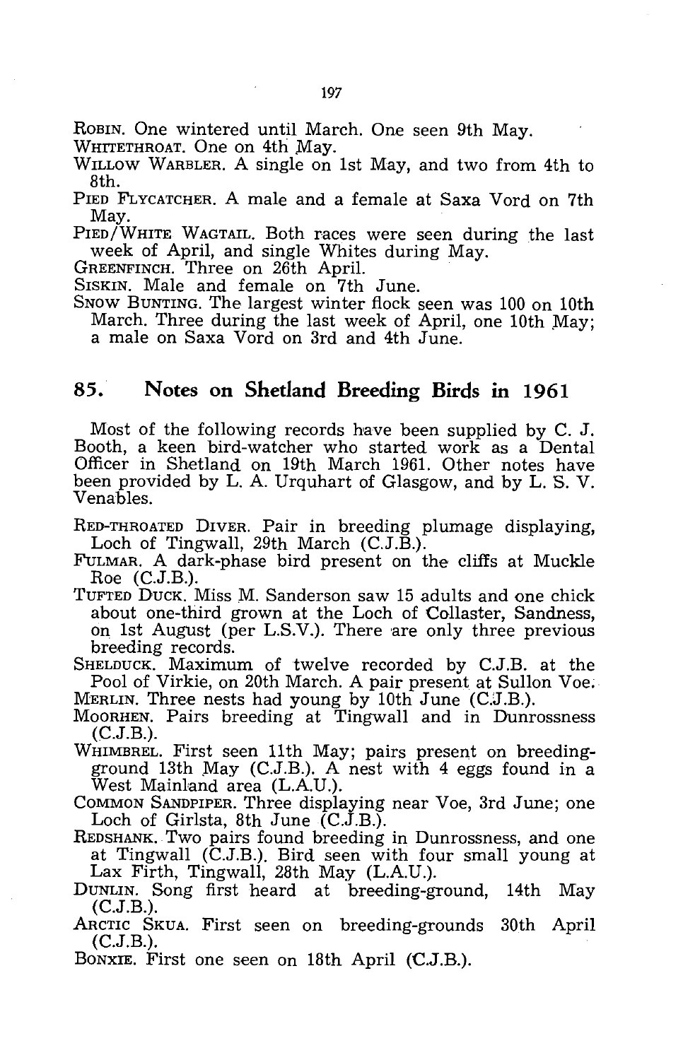ROBIN. One wintered until March. One seen 9th May.

WHITETHROAT. One on 4th May.

WILLOW WARBLER. A single on 1st May, and two from 4th to 8th.

PIED FLYCATCHER. A male and a female at Saxa Vord on 7th May.

PIED/WHITE WAGTAIL. Both races were seen during the last week of April, and single Whites during May.

GREENFINCH. Three on 26th April.

SISKIN. Male and female on 7th June.

SNOW BUNTING. The largest winter flock seen was 100 on 10th March. Three during the last week of April, one 10th May; a male on Saxa Vord on 3rd and 4th June.

## 85. Notes on Shetland Breeding Birds in 1961

Most of the following records have been supplied by C. J. Booth, a keen bird-watcher who started work as a Dental Officer in Shetland on 19th March 1961. Other notes have been provided by L. A. Urquhart of Glasgow, and by L. S. V. Venables.

RED-THROATED DIVER. Pair in breeding plumage displaying, Loch of Tingwall, 29th March (C.J.B.).

FULMAR. A dark-phase bird present on the cliffs at Muckle Roe (C.J.B.).

TUFTED DUCK. Miss M. Sanderson saw 15 adults and one chick about one-third grown at the Loch of Collaster, Sandness, on 1st August (per L.S.V.). There are only three previous breeding records.

SHELDUCK. Maximum of twelve recorded by C.J.B. at the Pool of Virkie, on 20th March. A pair present at Sullon Voe.

MERLIN. Three nests had young by 10th June (C.J.B.).

MOORHEN. Pairs breeding at Tingwall and in Dunrossness (C.J.B.).

WHIMBREL. First seen 11th May; pairs present on breeding-ground 13th May (C.J.B.). A nest with 4 eggs found in a West Mainland area (L.A.U.).

COMMON SANDPIPER. Three displaying near Voe, 3rd June; one Loch of Girlsta, 8th June (C.J.B.).

REDSHANK. Two pairs found breeding in Dunrossness, and one at Tingwall (C.J.B.). Bird seen with four small young at Lax Firth, Tingwall, 28th May (L.A.U.).

DUNLIN. Song first heard at breeding-ground, 14th May (C.J.B.).

ARCTIC SKUA. First seen on breeding-grounds 30th April (C.J.B.).

BONXIE. First one seen on 18th April (C.J.B.).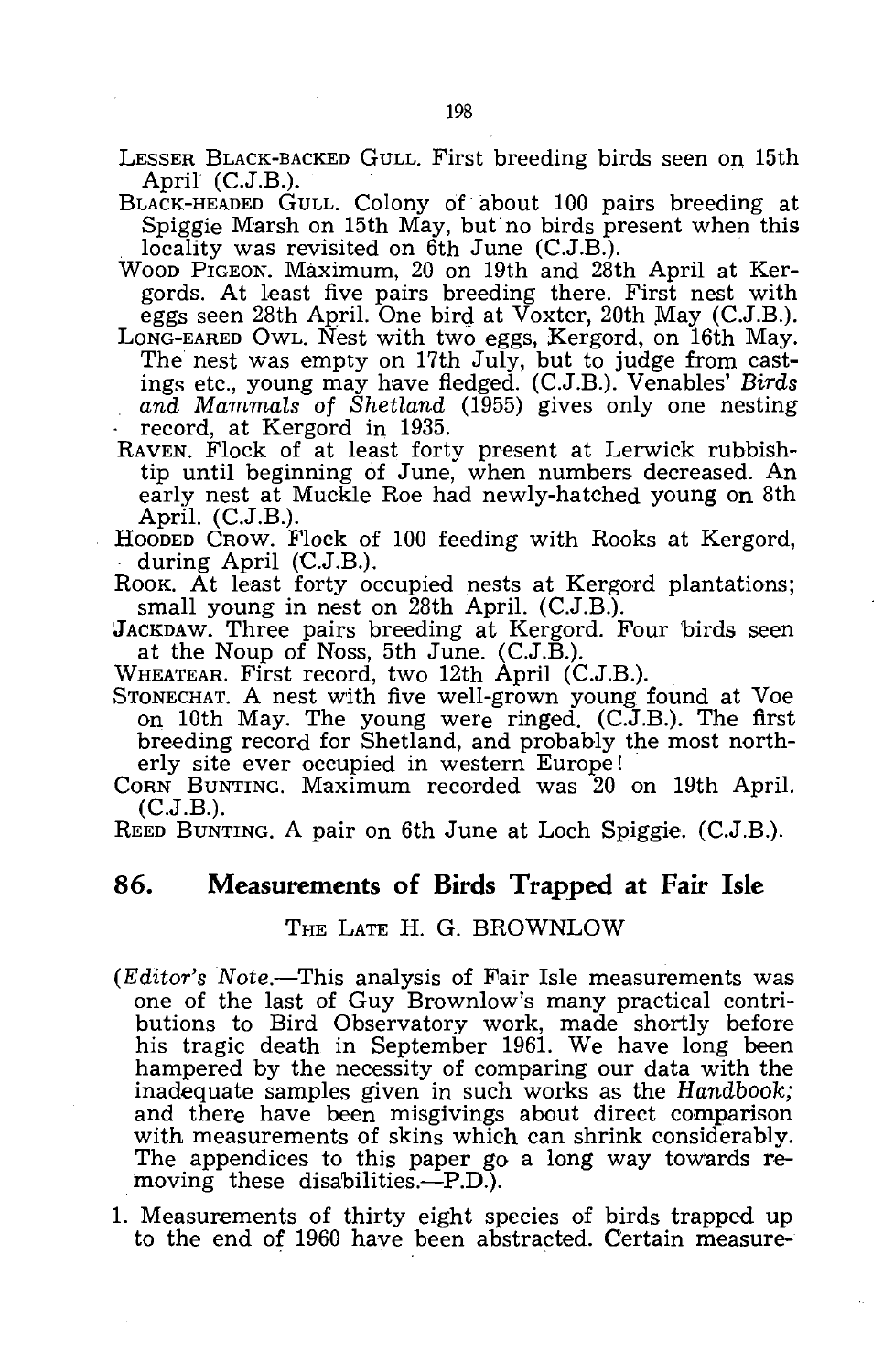LESSER BLACK-BACKED GULL. First breeding birds seen on 15th April (C.J.B.).

BLACK-HEADED GULL. Colony of about 100 pairs breeding at Spiggie Marsh on 15th May, but no birds present when this locality was revisited on 6th June (C.J.B.).

WOOD PIGEON. Maximum, 20 on 19th and 28th April at Kergords. At least five pairs breeding there. First nest with eggs seen 28th April. One bird at Voxter, 20th May (C.J.B.).

LONG-EARED OWL. Nest with two eggs, Kergord, on 16th May. The nest was empty on 17th July, but to judge from castings etc., young may have fledged. (C.J.B.). Venables' *Birds and Mammals of Shetland* (1955) gives only one nesting record, at Kergord in 1935.

RAVEN. Flock of at least forty present at Lerwick rubbish-tip until beginning of June, when numbers decreased. An early nest at Muckle Roe had newly-hatched young on 8th April. (C.J.B.).

HOODED CROW. Flock of 100 feeding with Rooks at Kergord, during April (C.J.B.).

ROOK. At least forty occupied nests at Kergord plantations; small young in nest on 28th April. (C.J.B.).

JACKDAW. Three pairs breeding at Kergord. Four birds seen at the Noup of Noss, 5th June. (C.J.B.).

WHEATEAR. First record, two 12th April (C.J.B.).

STONECHAT. A nest with five well-grown young found at Voe on 10th May. The young were ringed. (C.J.B.). The first breeding record for Shetland, and probably the most northerly site ever occupied in western Europe!

CORN BUNTING. Maximum recorded was 20 on 19th April. (C.J.B.).

REED BUNTING. A pair on 6th June at Loch Spiggie. (C.J.B.).

## 86. Measurements of Birds Trapped at Fair Isle

THE LATE H. G. BROWNLOW

(*Editor's Note.*—This analysis of Fair Isle measurements was one of the last of Guy Brownlow's many practical contributions to Bird Observatory work, made shortly before his tragic death in September 1961. We have long been hampered by the necessity of comparing our data with the inadequate samples given in such works as the *Handbook;* and there have been misgivings about direct comparison with measurements of skins which can shrink considerably. The appendices to this paper go a long way towards removing these disabilities.—P.D.).

1. Measurements of thirty eight species of birds trapped up to the end of 1960 have been abstracted. Certain measure-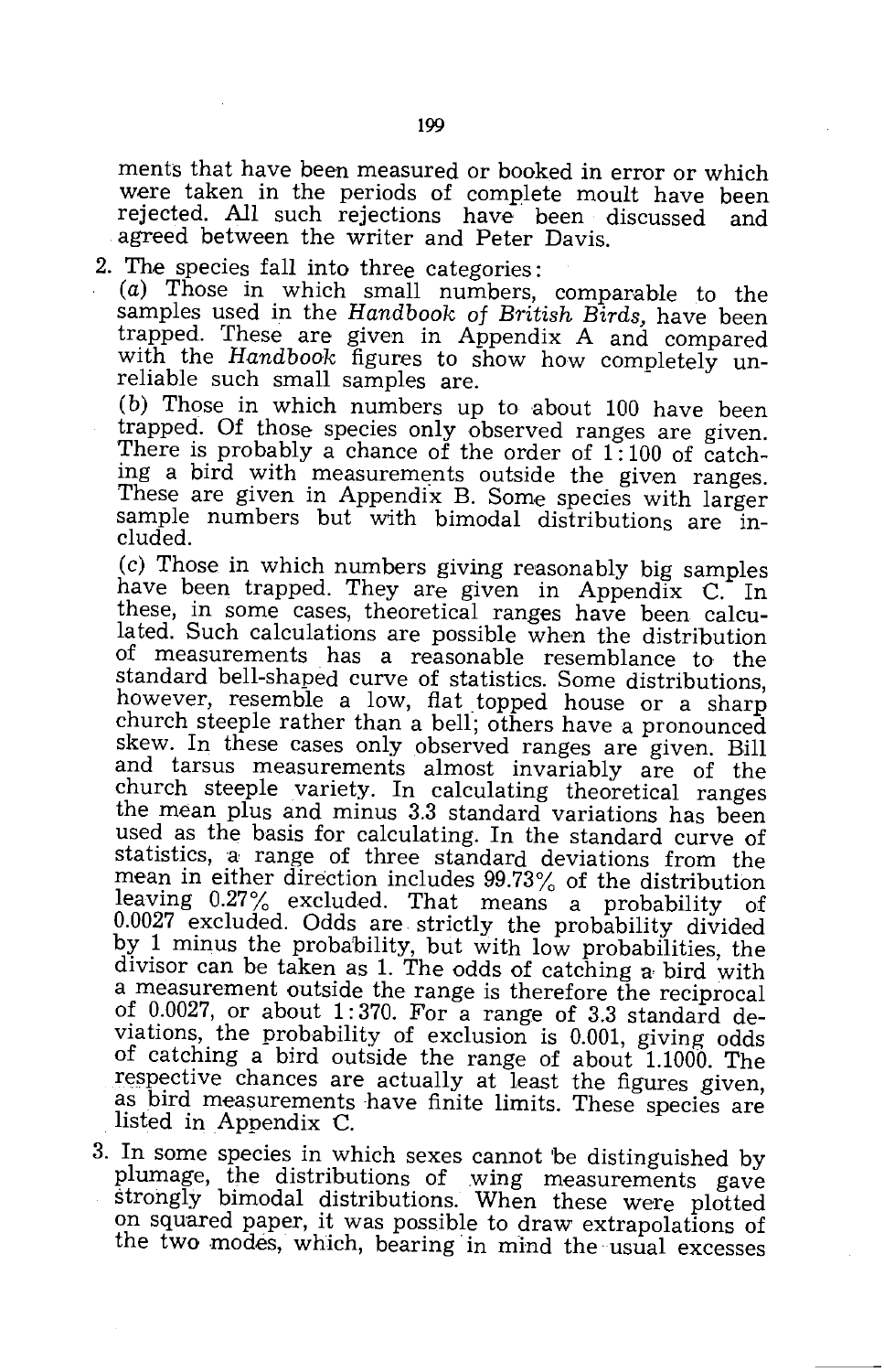ments that have been measured or booked in error or which were taken in the periods of complete moult have been rejected. All such rejections have been discussed and agreed between the writer and Peter Davis.

2. The species fall into three categories:

   (*a*) Those in which small numbers, comparable to the samples used in the *Handbook of British Birds*, have been trapped. These are given in Appendix A and compared with the *Handbook* figures to show how completely unreliable such small samples are.

   (*b*) Those in which numbers up to about 100 have been trapped. Of those species only observed ranges are given. There is probably a chance of the order of 1:100 of catching a bird with measurements outside the given ranges. These are given in Appendix B. Some species with larger sample numbers but with bimodal distributions are included.

   (*c*) Those in which numbers giving reasonably big samples have been trapped. They are given in Appendix C. In these, in some cases, theoretical ranges have been calculated. Such calculations are possible when the distribution of measurements has a reasonable resemblance to the standard bell-shaped curve of statistics. Some distributions, however, resemble a low, flat topped house or a sharp church steeple rather than a bell; others have a pronounced skew. In these cases only observed ranges are given. Bill and tarsus measurements almost invariably are of the church steeple variety. In calculating theoretical ranges the mean plus and minus 3.3 standard variations has been used as the basis for calculating. In the standard curve of statistics, a range of three standard deviations from the mean in either direction includes 99.73% of the distribution leaving 0.27% excluded. That means a probability of 0.0027 excluded. Odds are strictly the probability divided by 1 minus the probability, but with low probabilities, the divisor can be taken as 1. The odds of catching a bird with a measurement outside the range is therefore the reciprocal of 0.0027, or about 1:370. For a range of 3.3 standard deviations, the probability of exclusion is 0.001, giving odds of catching a bird outside the range of about 1.1000. The respective chances are actually at least the figures given, as bird measurements have finite limits. These species are listed in Appendix C.

3. In some species in which sexes cannot be distinguished by plumage, the distributions of wing measurements gave strongly bimodal distributions. When these were plotted on squared paper, it was possible to draw extrapolations of the two modes, which, bearing in mind the usual excesses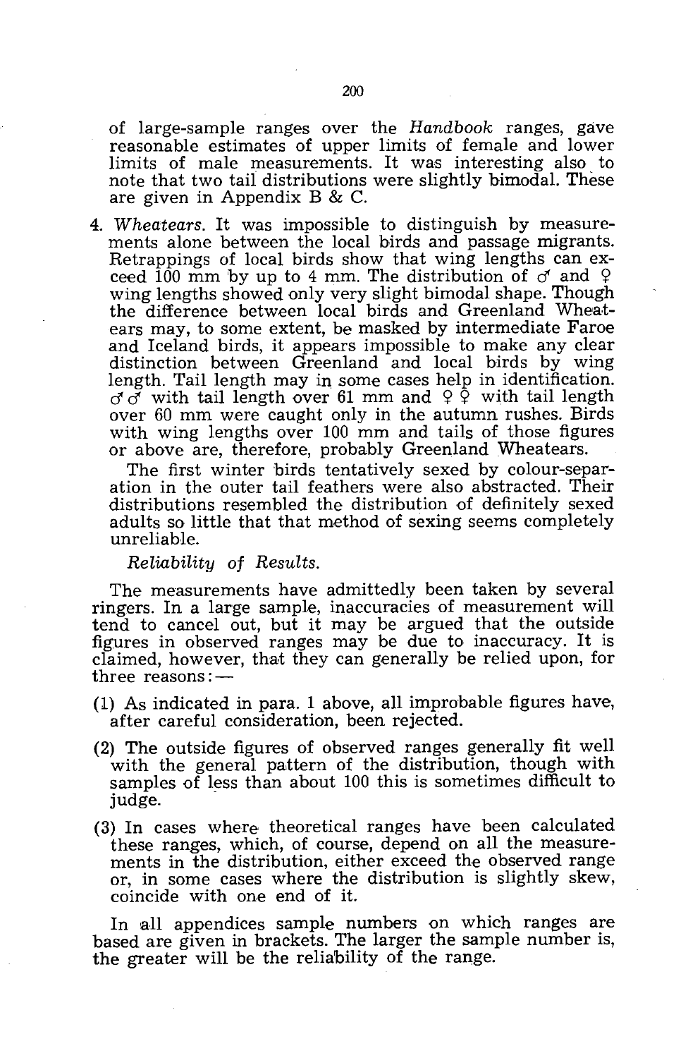of large-sample ranges over the *Handbook* ranges, gave reasonable estimates of upper limits of female and lower limits of male measurements. It was interesting also to note that two tail distributions were slightly bimodal. These are given in Appendix B & C.

4. *Wheatears.* It was impossible to distinguish by measurements alone between the local birds and passage migrants. Retrappings of local birds show that wing lengths can exceed 100 mm by up to 4 mm. The distribution of ♂ and ♀ wing lengths showed only very slight bimodal shape. Though the difference between local birds and Greenland Wheatears may, to some extent, be masked by intermediate Faroe and Iceland birds, it appears impossible to make any clear distinction between Greenland and local birds by wing length. Tail length may in some cases help in identification. ♂♂ with tail length over 61 mm and ♀♀ with tail length over 60 mm were caught only in the autumn rushes. Birds with wing lengths over 100 mm and tails of those figures or above are, therefore, probably Greenland Wheatears.

   The first winter birds tentatively sexed by colour-separation in the outer tail feathers were also abstracted. Their distributions resembled the distribution of definitely sexed adults so little that that method of sexing seems completely unreliable.

*Reliability of Results.*

The measurements have admittedly been taken by several ringers. In a large sample, inaccuracies of measurement will tend to cancel out, but it may be argued that the outside figures in observed ranges may be due to inaccuracy. It is claimed, however, that they can generally be relied upon, for three reasons:—

(1) As indicated in para. 1 above, all improbable figures have, after careful consideration, been rejected.

(2) The outside figures of observed ranges generally fit well with the general pattern of the distribution, though with samples of less than about 100 this is sometimes difficult to judge.

(3) In cases where theoretical ranges have been calculated these ranges, which, of course, depend on all the measurements in the distribution, either exceed the observed range or, in some cases where the distribution is slightly skew, coincide with one end of it.

In all appendices sample numbers on which ranges are based are given in brackets. The larger the sample number is, the greater will be the reliability of the range.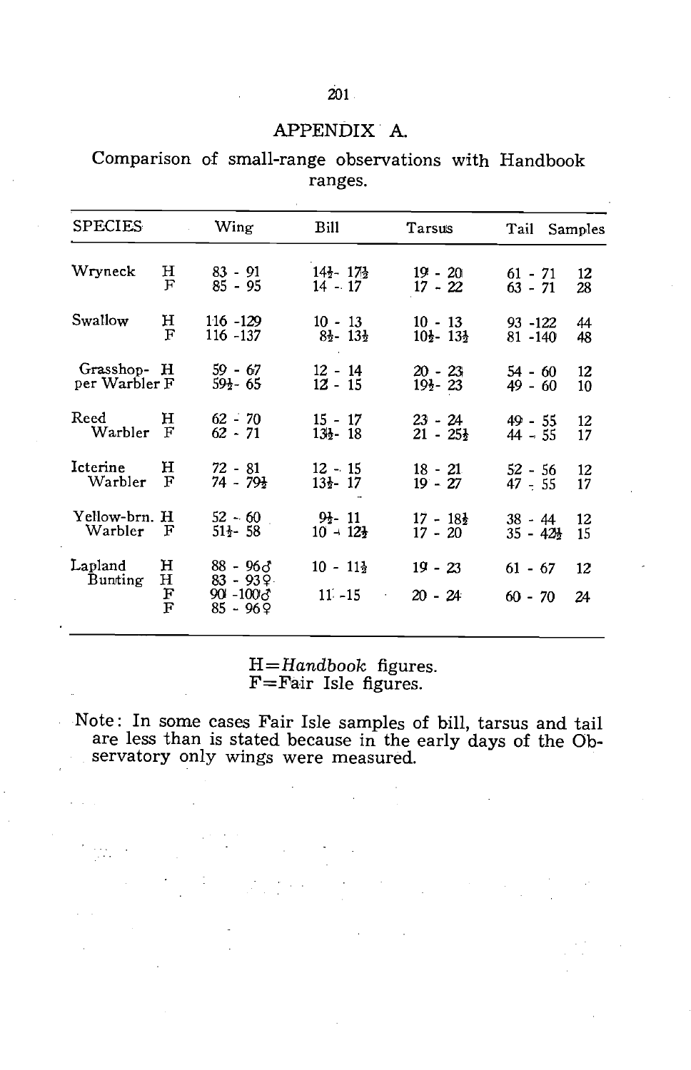## APPENDIX A.

Comparison of small-range observations with Handbook ranges.

| SPECIES | | Wing | Bill | Tarsus | Tail | Samples |
|---|---|---|---|---|---|---|
| Wryneck | H | 83 - 91 | 14½ - 17½ | 19 - 20 | 61 - 71 | 12 |
| | F | 85 - 95 | 14 - 17 | 17 - 22 | 63 - 71 | 28 |
| Swallow | H | 116 -129 | 10 - 13 | 10 - 13 | 93 -122 | 44 |
| | F | 116 -137 | 8½ - 13½ | 10½ - 13½ | 81 -140 | 48 |
| Grasshopper Warbler | H | 59 - 67 | 12 - 14 | 20 - 23 | 54 - 60 | 12 |
| | F | 59½ - 65 | 12 - 15 | 19½ - 23 | 49 - 60 | 10 |
| Reed Warbler | H | 62 - 70 | 15 - 17 | 23 - 24 | 49 - 55 | 12 |
| | F | 62 - 71 | 13½ - 18 | 21 - 25½ | 44 - 55 | 17 |
| Icterine Warbler | H | 72 - 81 | 12 - 15 | 18 - 21 | 52 - 56 | 12 |
| | F | 74 - 79½ | 13½ - 17 | 19 - 27 | 47 - 55 | 17 |
| Yellow-brn. Warbler | H | 52 - 60 | 9½ - 11 | 17 - 18½ | 38 - 44 | 12 |
| | F | 51½ - 58 | 10 - 12½ | 17 - 20 | 35 - 42½ | 15 |
| Lapland Bunting | H | 88 - 96♂ | 10 - 11½ | 19 - 23 | 61 - 67 | 12 |
| | H | 83 - 93♀ | | | | |
| | F | 90 -100♂ | 11 -15 | 20 - 24 | 60 - 70 | 24 |
| | F | 85 - 96♀ | | | | |

H=*Handbook* figures.
F=Fair Isle figures.

Note: In some cases Fair Isle samples of bill, tarsus and tail are less than is stated because in the early days of the Observatory only wings were measured.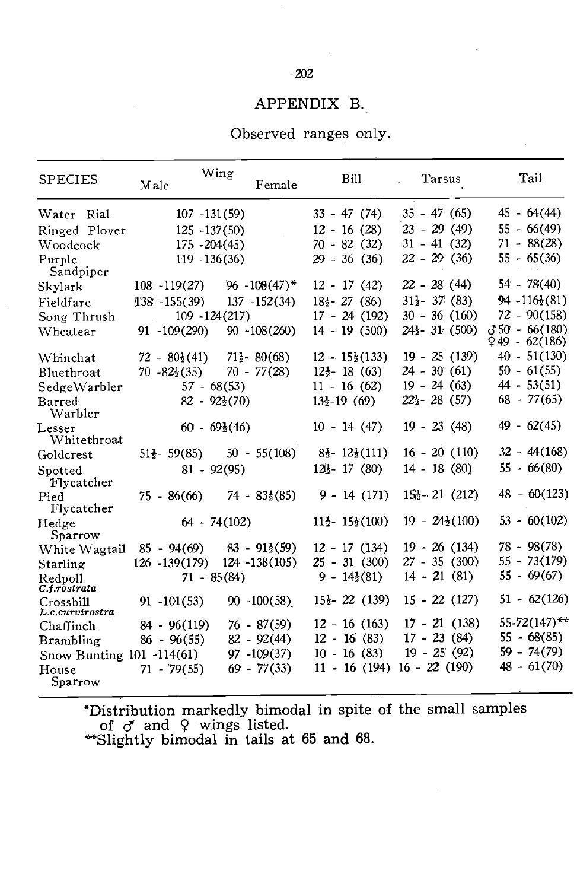# APPENDIX B.

Observed ranges only.

| SPECIES | Wing Male | Wing Female | Bill | Tarsus | Tail |
|---|---|---|---|---|---|
| Water Rial | 107 -131(59) | | 33 - 47 (74) | 35 - 47 (65) | 45 - 64(44) |
| Ringed Plover | 125 -137(50) | | 12 - 16 (28) | 23 - 29 (49) | 55 - 66(49) |
| Woodcock | 175 -204(45) | | 70 - 82 (32) | 31 - 41 (32) | 71 - 88(28) |
| Purple Sandpiper | 119 -136(36) | | 29 - 36 (36) | 22 - 29 (36) | 55 - 65(36) |
| Skylark | 108 -119(27) | 96 -108(47)* | 12 - 17 (42) | 22 - 28 (44) | 54 - 78(40) |
| Fieldfare | 138 -155(39) | 137 -152(34) | 18½- 27 (86) | 31½- 37 (83) | 94 -116½(81) |
| Song Thrush | 109 -124(217) | | 17 - 24 (192) | 30 - 36 (160) | 72 - 90(158) |
| Wheatear | 91 -109(290) | 90 -108(260) | 14 - 19 (500) | 24½- 31 (500) | ♂ 50 - 66(180) ♀ 49 - 62(186) |
| Whinchat | 72 - 80½(41) | 71½- 80(68) | 12 - 15½(133) | 19 - 25 (139) | 40 - 51(130) |
| Bluethroat | 70 -82½(35) | 70 - 77(28) | 12½- 18 (63) | 24 - 30 (61) | 50 - 61(55) |
| SedgeWarbler | 57 - 68(53) | | 11 - 16 (62) | 19 - 24 (63) | 44 - 53(51) |
| Barred Warbler | 82 - 92½(70) | | 13½-19 (69) | 22½- 28 (57) | 68 - 77(65) |
| Lesser Whitethroat | 60 - 69½(46) | | 10 - 14 (47) | 19 - 23 (48) | 49 - 62(45) |
| Goldcrest | 51½- 59(85) | 50 - 55(108) | 8½- 12½(111) | 16 - 20 (110) | 32 - 44(168) |
| Spotted Flycatcher | 81 - 92(95) | | 12½- 17 (80) | 14 - 18 (80) | 55 - 66(80) |
| Pied Flycatcher | 75 - 86(66) | 74 - 83½(85) | 9 - 14 (171) | 15½- 21 (212) | 48 - 60(123) |
| Hedge Sparrow | 64 - 74(102) | | 11½- 15½(100) | 19 - 24½(100) | 53 - 60(102) |
| White Wagtail | 85 - 94(69) | 83 - 91½(59) | 12 - 17 (134) | 19 - 26 (134) | 78 - 98(78) |
| Starling | 126 -139(179) | 124 -138(105) | 25 - 31 (300) | 27 - 35 (300) | 55 - 73(179) |
| Redpoll *C.f.rostrata* | 71 - 85(84) | | 9 - 14½(81) | 14 - 21 (81) | 55 - 69(67) |
| Crossbill *L.c.curvirostra* | 91 -101(53) | 90 -100(58) | 15½- 22 (139) | 15 - 22 (127) | 51 - 62(126) |
| Chaffinch | 84 - 96(119) | 76 - 87(59) | 12 - 16 (163) | 17 - 21 (138) | 55-72(147)** |
| Brambling | 86 - 96(55) | 82 - 92(44) | 12 - 16 (83) | 17 - 23 (84) | 55 - 68(85) |
| Snow Bunting | 101 -114(61) | 97 -109(37) | 10 - 16 (83) | 19 - 25 (92) | 59 - 74(79) |
| House Sparrow | 71 - 79(55) | 69 - 77(33) | 11 - 16 (194) | 16 - 22 (190) | 48 - 61(70) |

*Distribution markedly bimodal in spite of the small samples of ♂ and ♀ wings listed.
**Slightly bimodal in tails at 65 and 68.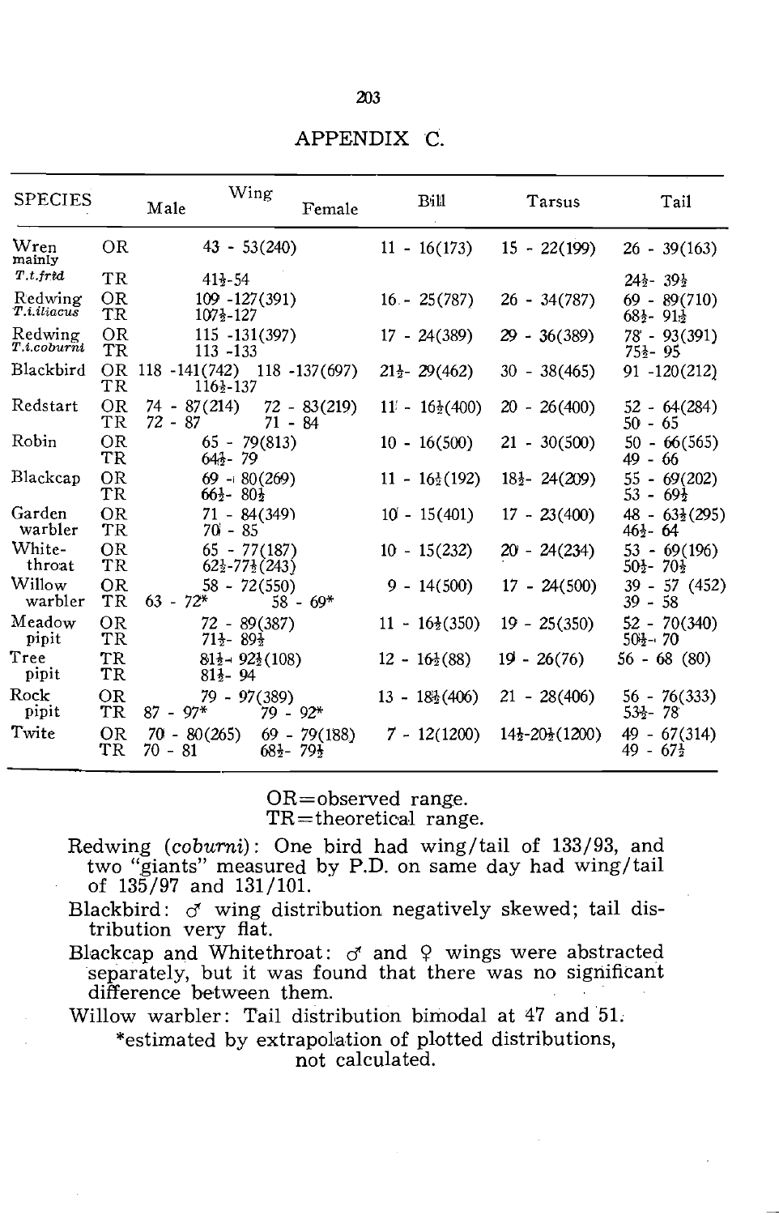# APPENDIX C.

| SPECIES | | Wing Male | Wing Female | Bill | Tarsus | Tail |
|---|---|---|---|---|---|---|
| Wren mainly *T.t.frid* | OR | 43 - 53(240) | | 11 - 16(173) | 15 - 22(199) | 26 - 39(163) |
| | TR | 41½-54 | | | | 24½- 39½ |
| Redwing *T.i.iliacus* | OR | 109 -127(391) | | 16 - 25(787) | 26 - 34(787) | 69 - 89(710) |
| | TR | 107½-127 | | | | 68½- 91½ |
| Redwing *T.i.coburni* | OR | 115 -131(397) | | 17 - 24(389) | 29 - 36(389) | 78 - 93(391) |
| | TR | 113 -133 | | | | 75½- 95 |
| Blackbird | OR | 118 -141(742) | 118 -137(697) | 21½- 29(462) | 30 - 38(465) | 91 -120(212) |
| | TR | 116½-137 | | | | |
| Redstart | OR | 74 - 87(214) | 72 - 83(219) | 11 - 16½(400) | 20 - 26(400) | 52 - 64(284) |
| | TR | 72 - 87 | 71 - 84 | | | 50 - 65 |
| Robin | OR | 65 - 79(813) | | 10 - 16(500) | 21 - 30(500) | 50 - 66(565) |
| | TR | 64½- 79 | | | | 49 - 66 |
| Blackcap | OR | 69 - 80(269) | | 11 - 16½(192) | 18½- 24(209) | 55 - 69(202) |
| | TR | 66½- 80½ | | | | 53 - 69½ |
| Garden warbler | OR | 71 - 84(349) | | 10 - 15(401) | 17 - 23(400) | 48 - 63½(295) |
| | TR | 70 - 85 | | | | 46½- 64 |
| White-throat | OR | 65 - 77(187) | | 10 - 15(232) | 20 - 24(234) | 53 - 69(196) |
| | TR | 62½-77½(243) | | | | 50½- 70½ |
| Willow warbler | OR | 58 - 72(550) | | 9 - 14(500) | 17 - 24(500) | 39 - 57 (452) |
| | TR | 63 - 72* | 58 - 69* | | | 39 - 58 |
| Meadow pipit | OR | 72 - 89(387) | | 11 - 16½(350) | 19 - 25(350) | 52 - 70(340) |
| | TR | 71½- 89½ | | | | 50½- 70 |
| Tree pipit | TR | 81½- 92½(108) | | 12 - 16½(88) | 19 - 26(76) | 56 - 68 (80) |
| | TR | 81½- 94 | | | | |
| Rock pipit | OR | 79 - 97(389) | | 13 - 18½(406) | 21 - 28(406) | 56 - 76(333) |
| | TR | 87 - 97* | 79 - 92* | | | 53½- 78 |
| Twite | OR | 70 - 80(265) | 69 - 79(188) | 7 - 12(1200) | 14½-20½(1200) | 49 - 67(314) |
| | TR | 70 - 81 | 68½- 79½ | | | 49 - 67½ |

OR=observed range.
TR=theoretical range.

Redwing (*coburni*): One bird had wing/tail of 133/93, and two "giants" measured by P.D. on same day had wing/tail of 135/97 and 131/101.

Blackbird: ♂ wing distribution negatively skewed; tail distribution very flat.

Blackcap and Whitethroat: ♂ and ♀ wings were abstracted separately, but it was found that there was no significant difference between them.

Willow warbler: Tail distribution bimodal at 47 and 51.

*estimated by extrapolation of plotted distributions, not calculated.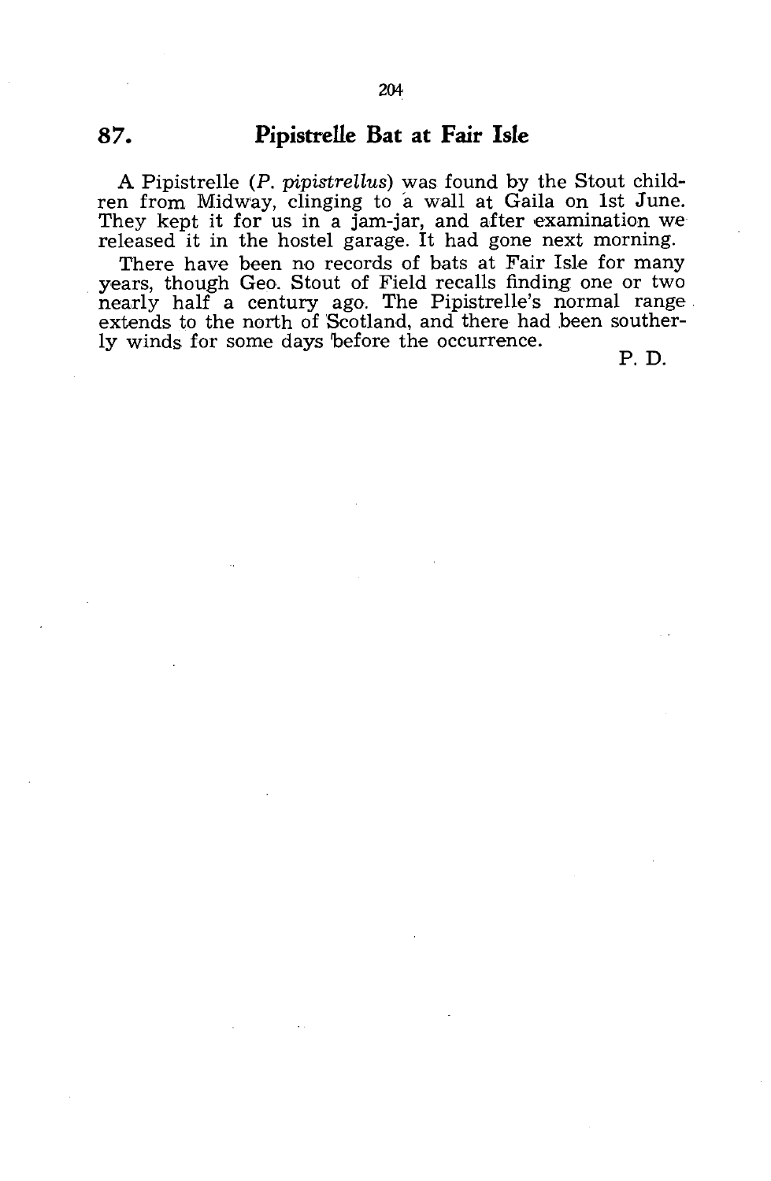## 87. Pipistrelle Bat at Fair Isle

A Pipistrelle (*P. pipistrellus*) was found by the Stout children from Midway, clinging to a wall at Gaila on 1st June. They kept it for us in a jam-jar, and after examination we released it in the hostel garage. It had gone next morning.

There have been no records of bats at Fair Isle for many years, though Geo. Stout of Field recalls finding one or two nearly half a century ago. The Pipistrelle's normal range extends to the north of Scotland, and there had been southerly winds for some days before the occurrence.

P. D.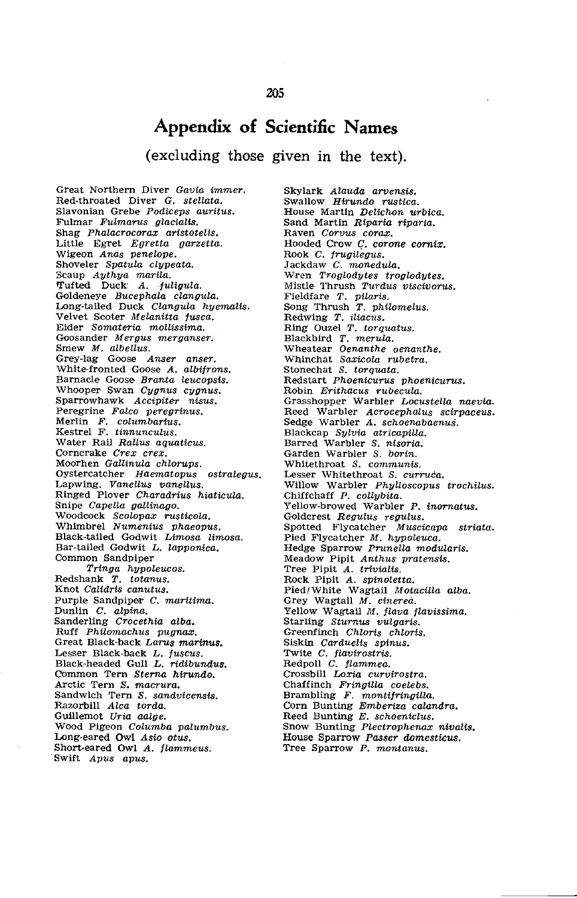# Appendix of Scientific Names

(excluding those given in the text).

Great Northern Diver *Gavia immer.*
Red-throated Diver *G. stellata.*
Slavonian Grebe *Podiceps auritus.*
Fulmar *Fulmarus glacialis.*
Shag *Phalacrocorax aristotelis.*
Little Egret *Egretta garzetta.*
Wigeon *Anas penelope.*
Shoveler *Spatula clypeata.*
Scaup *Aythya marila.*
Tufted Duck *A. fuligula.*
Goldeneye *Bucephala clangula.*
Long-tailed Duck *Clangula hyemalis.*
Velvet Scoter *Melanitta fusca.*
Eider *Somateria mollissima.*
Goosander *Mergus merganser.*
Smew *M. albellus.*
Grey-lag Goose *Anser anser.*
White-fronted Goose *A. albifrons.*
Barnacle Goose *Branta leucopsis.*
Whooper Swan *Cygnus cygnus.*
Sparrowhawk *Accipiter nisus.*
Peregrine *Falco peregrinus.*
Merlin *F. columbarius.*
Kestrel *F. tinnunculus.*
Water Rail *Rallus aquaticus.*
Corncrake *Crex crex.*
Moorhen *Gallinula chlorups.*
Oystercatcher *Haematopus ostralegus.*
Lapwing. *Vanellus vanellus.*
Ringed Plover *Charadrius hiaticula.*
Snipe *Capella gallinago.*
Woodcock *Scolopax rusticola.*
Whimbrel *Numenius phaeopus.*
Black-tailed Godwit *Limosa limosa.*
Bar-tailed Godwit *L. lapponica.*
Common Sandpiper *Tringa hypoleucos.*
Redshank *T. totanus.*
Knot *Calidris canutus.*
Purple Sandpiper *C. maritima.*
Dunlin *C. alpina.*
Sanderling *Crocethia alba.*
Ruff *Philomachus pugnax.*
Great Black-back *Larus marinus.*
Lesser Black-back *L. fuscus.*
Black-headed Gull *L. ridibundus.*
Common Tern *Sterna hirundo.*
Arctic Tern *S. macrura.*
Sandwich Tern *S. sandvicensis.*
Razorbill *Alca torda.*
Guillemot *Uria aalge.*
Wood Pigeon *Columba palumbus.*
Long-eared Owl *Asio otus.*
Short-eared Owl *A. flammeus.*
Swift *Apus apus.*
Skylark *Alauda arvensis.*
Swallow *Hirundo rustica.*
House Martin *Delichon urbica.*
Sand Martin *Riparia riparia.*
Raven *Corvus corax.*
Hooded Crow *C. corone cornix.*
Rook *C. frugilegus.*
Jackdaw *C. monedula.*
Wren *Troglodytes troglodytes.*
Mistle Thrush *Turdus viscivorus.*
Fieldfare *T. pilaris.*
Song Thrush *T. philomelus.*
Redwing *T. iliacus.*
Ring Ouzel *T. torquatus.*
Blackbird *T. merula.*
Wheatear *Oenanthe oenanthe.*
Whinchat *Saxicola rubetra.*
Stonechat *S. torquata.*
Redstart *Phoenicurus phoenicurus.*
Robin *Erithacus rubecula.*
Grasshopper Warbler *Locustella naevia.*
Reed Warbler *Acrocephalus scirpaceus.*
Sedge Warbler *A. schoenabaenus.*
Blackcap *Sylvia atricapilla.*
Barred Warbler *S. nisoria.*
Garden Warbler *S. borin.*
Whitethroat *S. communis.*
Lesser Whitethroat *S. curruca.*
Willow Warbler *Phylloscopus trochilus.*
Chiffchaff *P. collybita.*
Yellow-browed Warbler *P. inornatus.*
Goldcrest *Regulus regulus.*
Spotted Flycatcher *Muscicapa striata.*
Pied Flycatcher *M. hypoleuca.*
Hedge Sparrow *Prunella modularis.*
Meadow Pipit *Anthus pratensis.*
Tree Pipit *A. trivialis.*
Rock Pipit *A. spinoletta.*
Pied/White Wagtail *Motacilla alba.*
Grey Wagtail *M. cinerea.*
Yellow Wagtail *M. flava flavissima.*
Starling *Sturnus vulgaris.*
Greenfinch *Chloris chloris.*
Siskin *Carduelis spinus.*
Twite *C. flavirostris.*
Redpoll *C. flammea.*
Crossbill *Loxia curvirostra.*
Chaffinch *Fringilla coelebs.*
Brambling *F. montifringilla.*
Corn Bunting *Emberiza calandra.*
Reed Bunting *E. schoeniclus.*
Snow Bunting *Plectrophenax nivalis.*
House Sparrow *Passer domesticus.*
Tree Sparrow *P. montanus.*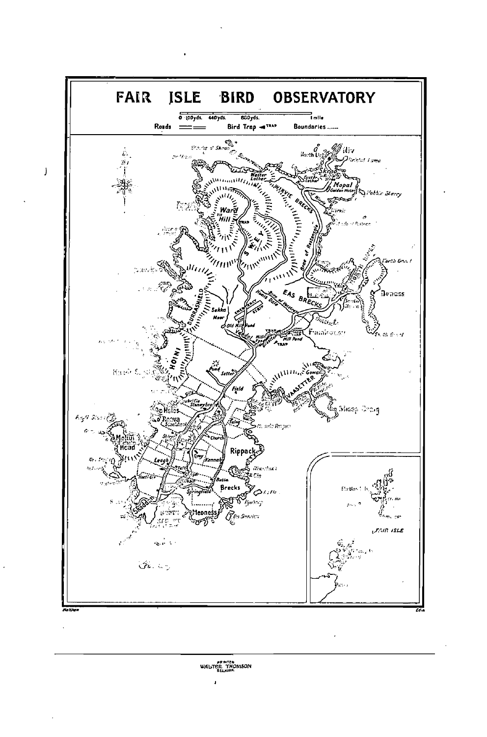# FAIR ISLE BIRD OBSERVATORY

0 100yds. 440yds. 880yds. 1 mile

Roads ══ Bird Trap ◄TRAP Boundaries ......

PRINTED
WALTER THOMSON
SELKIRK